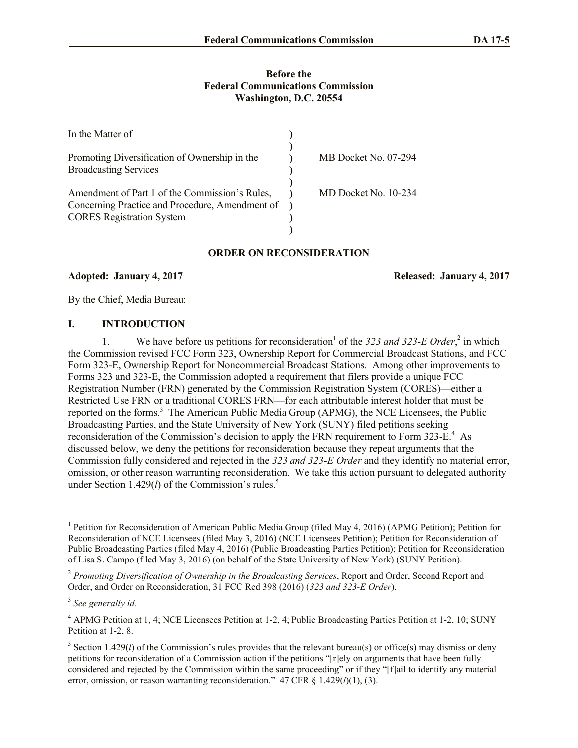**Before the**
**Federal Communications Commission**
**Washington, D.C. 20554**

| In the Matter of | | |
| --- | --- | --- |
| Promoting Diversification of Ownership in the Broadcasting Services | ) | MB Docket No. 07-294 |
| Amendment of Part 1 of the Commission's Rules, Concerning Practice and Procedure, Amendment of CORES Registration System | ) | MD Docket No. 10-234 |

## ORDER ON RECONSIDERATION

**Adopted: January 4, 2017** **Released: January 4, 2017**

By the Chief, Media Bureau:

## I. INTRODUCTION

1. We have before us petitions for reconsideration[1] of the *323 and 323-E Order*,[2] in which the Commission revised FCC Form 323, Ownership Report for Commercial Broadcast Stations, and FCC Form 323-E, Ownership Report for Noncommercial Broadcast Stations. Among other improvements to Forms 323 and 323-E, the Commission adopted a requirement that filers provide a unique FCC Registration Number (FRN) generated by the Commission Registration System (CORES)—either a Restricted Use FRN or a traditional CORES FRN—for each attributable interest holder that must be reported on the forms.[3] The American Public Media Group (APMG), the NCE Licensees, the Public Broadcasting Parties, and the State University of New York (SUNY) filed petitions seeking reconsideration of the Commission's decision to apply the FRN requirement to Form 323-E.[4] As discussed below, we deny the petitions for reconsideration because they repeat arguments that the Commission fully considered and rejected in the *323 and 323-E Order* and they identify no material error, omission, or other reason warranting reconsideration. We take this action pursuant to delegated authority under Section 1.429(*l*) of the Commission's rules.[5]

---

[1] Petition for Reconsideration of American Public Media Group (filed May 4, 2016) (APMG Petition); Petition for Reconsideration of NCE Licensees (filed May 3, 2016) (NCE Licensees Petition); Petition for Reconsideration of Public Broadcasting Parties (filed May 4, 2016) (Public Broadcasting Parties Petition); Petition for Reconsideration of Lisa S. Campo (filed May 3, 2016) (on behalf of the State University of New York) (SUNY Petition).

[2] *Promoting Diversification of Ownership in the Broadcasting Services*, Report and Order, Second Report and Order, and Order on Reconsideration, 31 FCC Rcd 398 (2016) (*323 and 323-E Order*).

[3] *See generally id.*

[4] APMG Petition at 1, 4; NCE Licensees Petition at 1-2, 4; Public Broadcasting Parties Petition at 1-2, 10; SUNY Petition at 1-2, 8.

[5] Section 1.429(*l*) of the Commission's rules provides that the relevant bureau(s) or office(s) may dismiss or deny petitions for reconsideration of a Commission action if the petitions "[r]ely on arguments that have been fully considered and rejected by the Commission within the same proceeding" or if they "[f]ail to identify any material error, omission, or reason warranting reconsideration." 47 CFR § 1.429(*l*)(1), (3).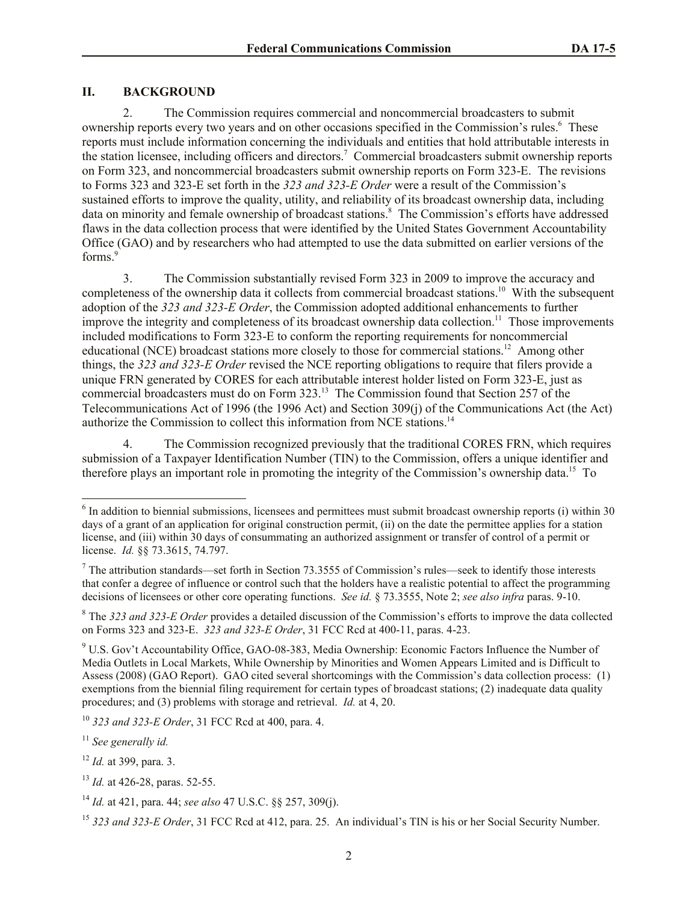## II. BACKGROUND

2. The Commission requires commercial and noncommercial broadcasters to submit ownership reports every two years and on other occasions specified in the Commission's rules.[6] These reports must include information concerning the individuals and entities that hold attributable interests in the station licensee, including officers and directors.[7] Commercial broadcasters submit ownership reports on Form 323, and noncommercial broadcasters submit ownership reports on Form 323-E. The revisions to Forms 323 and 323-E set forth in the *323 and 323-E Order* were a result of the Commission's sustained efforts to improve the quality, utility, and reliability of its broadcast ownership data, including data on minority and female ownership of broadcast stations.[8] The Commission's efforts have addressed flaws in the data collection process that were identified by the United States Government Accountability Office (GAO) and by researchers who had attempted to use the data submitted on earlier versions of the forms.[9]

3. The Commission substantially revised Form 323 in 2009 to improve the accuracy and completeness of the ownership data it collects from commercial broadcast stations.[10] With the subsequent adoption of the *323 and 323-E Order*, the Commission adopted additional enhancements to further improve the integrity and completeness of its broadcast ownership data collection.[11] Those improvements included modifications to Form 323-E to conform the reporting requirements for noncommercial educational (NCE) broadcast stations more closely to those for commercial stations.[12] Among other things, the *323 and 323-E Order* revised the NCE reporting obligations to require that filers provide a unique FRN generated by CORES for each attributable interest holder listed on Form 323-E, just as commercial broadcasters must do on Form 323.[13] The Commission found that Section 257 of the Telecommunications Act of 1996 (the 1996 Act) and Section 309(j) of the Communications Act (the Act) authorize the Commission to collect this information from NCE stations.[14]

4. The Commission recognized previously that the traditional CORES FRN, which requires submission of a Taxpayer Identification Number (TIN) to the Commission, offers a unique identifier and therefore plays an important role in promoting the integrity of the Commission's ownership data.[15] To

---

[6] In addition to biennial submissions, licensees and permittees must submit broadcast ownership reports (i) within 30 days of a grant of an application for original construction permit, (ii) on the date the permittee applies for a station license, and (iii) within 30 days of consummating an authorized assignment or transfer of control of a permit or license. *Id.* §§ 73.3615, 74.797.

[7] The attribution standards—set forth in Section 73.3555 of Commission's rules—seek to identify those interests that confer a degree of influence or control such that the holders have a realistic potential to affect the programming decisions of licensees or other core operating functions. *See id.* § 73.3555, Note 2; *see also infra* paras. 9-10.

[8] The *323 and 323-E Order* provides a detailed discussion of the Commission's efforts to improve the data collected on Forms 323 and 323-E. *323 and 323-E Order*, 31 FCC Rcd at 400-11, paras. 4-23.

[9] U.S. Gov't Accountability Office, GAO-08-383, Media Ownership: Economic Factors Influence the Number of Media Outlets in Local Markets, While Ownership by Minorities and Women Appears Limited and is Difficult to Assess (2008) (GAO Report). GAO cited several shortcomings with the Commission's data collection process: (1) exemptions from the biennial filing requirement for certain types of broadcast stations; (2) inadequate data quality procedures; and (3) problems with storage and retrieval. *Id.* at 4, 20.

[10] *323 and 323-E Order*, 31 FCC Rcd at 400, para. 4.

[11] *See generally id.*

[12] *Id.* at 399, para. 3.

[13] *Id.* at 426-28, paras. 52-55.

[14] *Id.* at 421, para. 44; *see also* 47 U.S.C. §§ 257, 309(j).

[15] *323 and 323-E Order*, 31 FCC Rcd at 412, para. 25. An individual's TIN is his or her Social Security Number.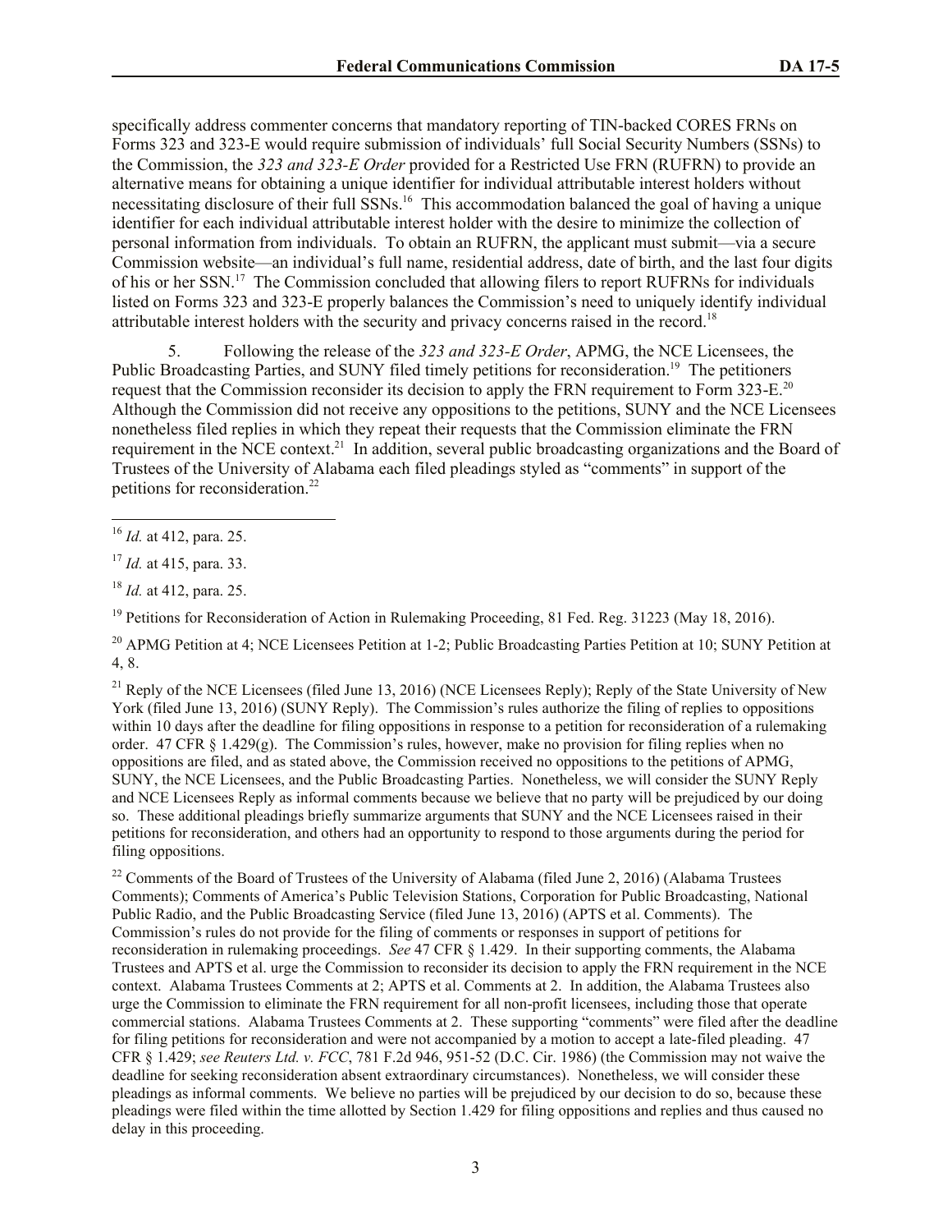specifically address commenter concerns that mandatory reporting of TIN-backed CORES FRNs on Forms 323 and 323-E would require submission of individuals' full Social Security Numbers (SSNs) to the Commission, the *323 and 323-E Order* provided for a Restricted Use FRN (RUFRN) to provide an alternative means for obtaining a unique identifier for individual attributable interest holders without necessitating disclosure of their full SSNs.[16] This accommodation balanced the goal of having a unique identifier for each individual attributable interest holder with the desire to minimize the collection of personal information from individuals. To obtain an RUFRN, the applicant must submit—via a secure Commission website—an individual's full name, residential address, date of birth, and the last four digits of his or her SSN.[17] The Commission concluded that allowing filers to report RUFRNs for individuals listed on Forms 323 and 323-E properly balances the Commission's need to uniquely identify individual attributable interest holders with the security and privacy concerns raised in the record.[18]

5. Following the release of the *323 and 323-E Order*, APMG, the NCE Licensees, the Public Broadcasting Parties, and SUNY filed timely petitions for reconsideration.[19] The petitioners request that the Commission reconsider its decision to apply the FRN requirement to Form 323-E.[20] Although the Commission did not receive any oppositions to the petitions, SUNY and the NCE Licensees nonetheless filed replies in which they repeat their requests that the Commission eliminate the FRN requirement in the NCE context.[21] In addition, several public broadcasting organizations and the Board of Trustees of the University of Alabama each filed pleadings styled as "comments" in support of the petitions for reconsideration.[22]

---

[16] *Id.* at 412, para. 25.

[17] *Id.* at 415, para. 33.

[18] *Id.* at 412, para. 25.

[19] Petitions for Reconsideration of Action in Rulemaking Proceeding, 81 Fed. Reg. 31223 (May 18, 2016).

[20] APMG Petition at 4; NCE Licensees Petition at 1-2; Public Broadcasting Parties Petition at 10; SUNY Petition at 4, 8.

[21] Reply of the NCE Licensees (filed June 13, 2016) (NCE Licensees Reply); Reply of the State University of New York (filed June 13, 2016) (SUNY Reply). The Commission's rules authorize the filing of replies to oppositions within 10 days after the deadline for filing oppositions in response to a petition for reconsideration of a rulemaking order. 47 CFR § 1.429(g). The Commission's rules, however, make no provision for filing replies when no oppositions are filed, and as stated above, the Commission received no oppositions to the petitions of APMG, SUNY, the NCE Licensees, and the Public Broadcasting Parties. Nonetheless, we will consider the SUNY Reply and NCE Licensees Reply as informal comments because we believe that no party will be prejudiced by our doing so. These additional pleadings briefly summarize arguments that SUNY and the NCE Licensees raised in their petitions for reconsideration, and others had an opportunity to respond to those arguments during the period for filing oppositions.

[22] Comments of the Board of Trustees of the University of Alabama (filed June 2, 2016) (Alabama Trustees Comments); Comments of America's Public Television Stations, Corporation for Public Broadcasting, National Public Radio, and the Public Broadcasting Service (filed June 13, 2016) (APTS et al. Comments). The Commission's rules do not provide for the filing of comments or responses in support of petitions for reconsideration in rulemaking proceedings. *See* 47 CFR § 1.429. In their supporting comments, the Alabama Trustees and APTS et al. urge the Commission to reconsider its decision to apply the FRN requirement in the NCE context. Alabama Trustees Comments at 2; APTS et al. Comments at 2. In addition, the Alabama Trustees also urge the Commission to eliminate the FRN requirement for all non-profit licensees, including those that operate commercial stations. Alabama Trustees Comments at 2. These supporting "comments" were filed after the deadline for filing petitions for reconsideration and were not accompanied by a motion to accept a late-filed pleading. 47 CFR § 1.429; *see Reuters Ltd. v. FCC*, 781 F.2d 946, 951-52 (D.C. Cir. 1986) (the Commission may not waive the deadline for seeking reconsideration absent extraordinary circumstances). Nonetheless, we will consider these pleadings as informal comments. We believe no parties will be prejudiced by our decision to do so, because these pleadings were filed within the time allotted by Section 1.429 for filing oppositions and replies and thus caused no delay in this proceeding.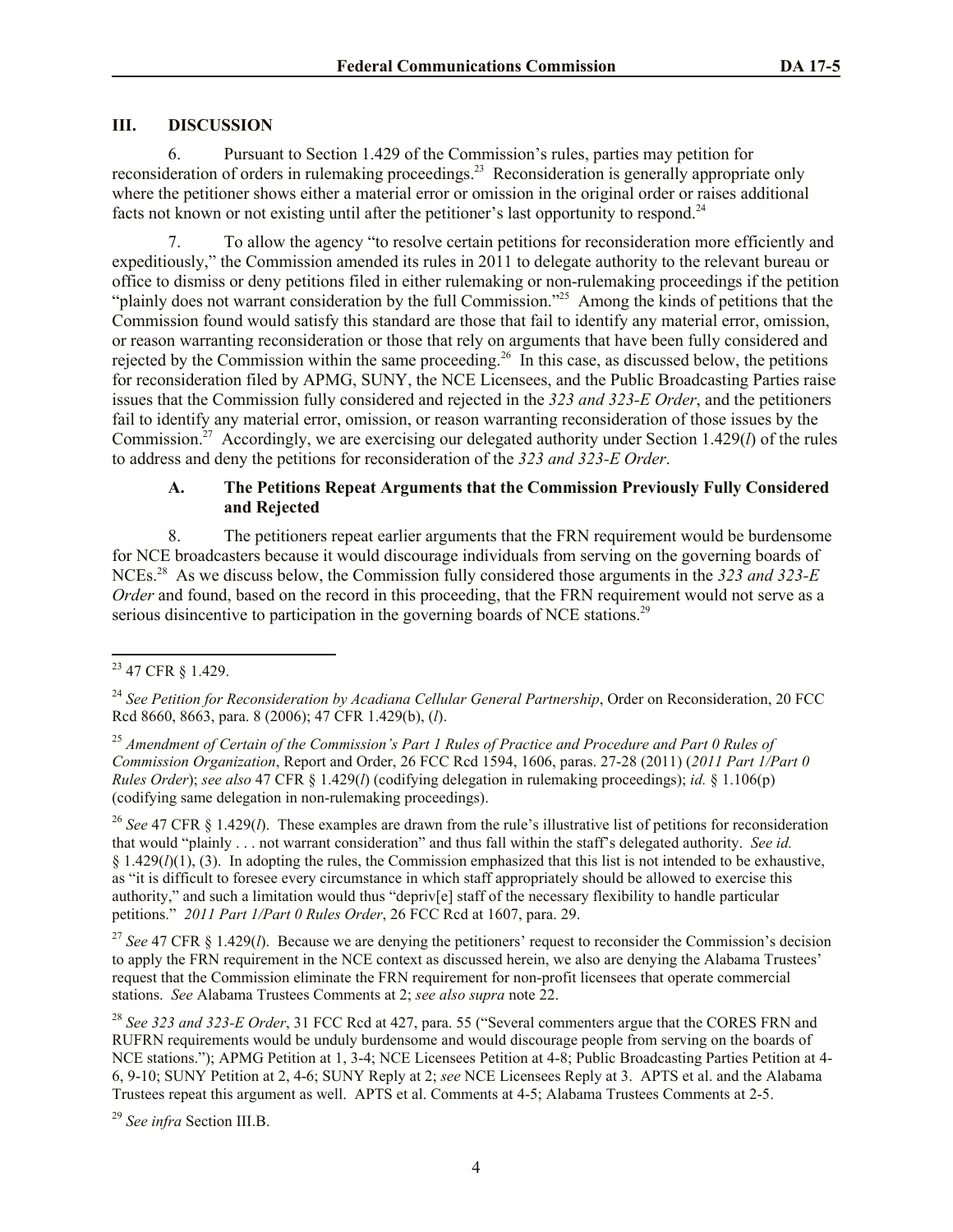## III. DISCUSSION

6. Pursuant to Section 1.429 of the Commission's rules, parties may petition for reconsideration of orders in rulemaking proceedings.[23] Reconsideration is generally appropriate only where the petitioner shows either a material error or omission in the original order or raises additional facts not known or not existing until after the petitioner's last opportunity to respond.[24]

7. To allow the agency "to resolve certain petitions for reconsideration more efficiently and expeditiously," the Commission amended its rules in 2011 to delegate authority to the relevant bureau or office to dismiss or deny petitions filed in either rulemaking or non-rulemaking proceedings if the petition "plainly does not warrant consideration by the full Commission."[25] Among the kinds of petitions that the Commission found would satisfy this standard are those that fail to identify any material error, omission, or reason warranting reconsideration or those that rely on arguments that have been fully considered and rejected by the Commission within the same proceeding.[26] In this case, as discussed below, the petitions for reconsideration filed by APMG, SUNY, the NCE Licensees, and the Public Broadcasting Parties raise issues that the Commission fully considered and rejected in the *323 and 323-E Order*, and the petitioners fail to identify any material error, omission, or reason warranting reconsideration of those issues by the Commission.[27] Accordingly, we are exercising our delegated authority under Section 1.429(*l*) of the rules to address and deny the petitions for reconsideration of the *323 and 323-E Order*.

### A. The Petitions Repeat Arguments that the Commission Previously Fully Considered and Rejected

8. The petitioners repeat earlier arguments that the FRN requirement would be burdensome for NCE broadcasters because it would discourage individuals from serving on the governing boards of NCEs.[28] As we discuss below, the Commission fully considered those arguments in the *323 and 323-E Order* and found, based on the record in this proceeding, that the FRN requirement would not serve as a serious disincentive to participation in the governing boards of NCE stations.[29]

---

[23] 47 CFR § 1.429.

[24] *See Petition for Reconsideration by Acadiana Cellular General Partnership*, Order on Reconsideration, 20 FCC Rcd 8660, 8663, para. 8 (2006); 47 CFR 1.429(b), (*l*).

[25] *Amendment of Certain of the Commission's Part 1 Rules of Practice and Procedure and Part 0 Rules of Commission Organization*, Report and Order, 26 FCC Rcd 1594, 1606, paras. 27-28 (2011) (*2011 Part 1/Part 0 Rules Order*); *see also* 47 CFR § 1.429(*l*) (codifying delegation in rulemaking proceedings); *id.* § 1.106(p) (codifying same delegation in non-rulemaking proceedings).

[26] *See* 47 CFR § 1.429(*l*). These examples are drawn from the rule's illustrative list of petitions for reconsideration that would "plainly . . . not warrant consideration" and thus fall within the staff's delegated authority. *See id.* § 1.429(*l*)(1), (3). In adopting the rules, the Commission emphasized that this list is not intended to be exhaustive, as "it is difficult to foresee every circumstance in which staff appropriately should be allowed to exercise this authority," and such a limitation would thus "depriv[e] staff of the necessary flexibility to handle particular petitions." *2011 Part 1/Part 0 Rules Order*, 26 FCC Rcd at 1607, para. 29.

[27] *See* 47 CFR § 1.429(*l*). Because we are denying the petitioners' request to reconsider the Commission's decision to apply the FRN requirement in the NCE context as discussed herein, we also are denying the Alabama Trustees' request that the Commission eliminate the FRN requirement for non-profit licensees that operate commercial stations. *See* Alabama Trustees Comments at 2; *see also supra* note 22.

[28] *See 323 and 323-E Order*, 31 FCC Rcd at 427, para. 55 ("Several commenters argue that the CORES FRN and RUFRN requirements would be unduly burdensome and would discourage people from serving on the boards of NCE stations."); APMG Petition at 1, 3-4; NCE Licensees Petition at 4-8; Public Broadcasting Parties Petition at 4-6, 9-10; SUNY Petition at 2, 4-6; SUNY Reply at 2; *see* NCE Licensees Reply at 3. APTS et al. and the Alabama Trustees repeat this argument as well. APTS et al. Comments at 4-5; Alabama Trustees Comments at 2-5.

[29] *See infra* Section III.B.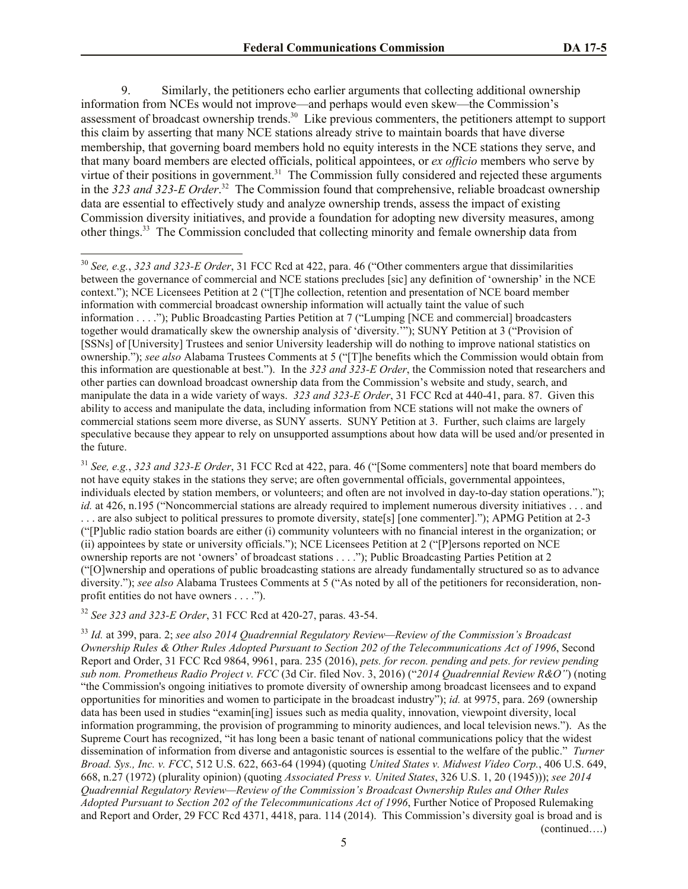9. Similarly, the petitioners echo earlier arguments that collecting additional ownership information from NCEs would not improve—and perhaps would even skew—the Commission's assessment of broadcast ownership trends.[30] Like previous commenters, the petitioners attempt to support this claim by asserting that many NCE stations already strive to maintain boards that have diverse membership, that governing board members hold no equity interests in the NCE stations they serve, and that many board members are elected officials, political appointees, or *ex officio* members who serve by virtue of their positions in government.[31] The Commission fully considered and rejected these arguments in the *323 and 323-E Order*.[32] The Commission found that comprehensive, reliable broadcast ownership data are essential to effectively study and analyze ownership trends, assess the impact of existing Commission diversity initiatives, and provide a foundation for adopting new diversity measures, among other things.[33] The Commission concluded that collecting minority and female ownership data from

---

[30] *See, e.g.*, *323 and 323-E Order*, 31 FCC Rcd at 422, para. 46 ("Other commenters argue that dissimilarities between the governance of commercial and NCE stations precludes [sic] any definition of 'ownership' in the NCE context."); NCE Licensees Petition at 2 ("[T]he collection, retention and presentation of NCE board member information with commercial broadcast ownership information will actually taint the value of such information . . . ."); Public Broadcasting Parties Petition at 7 ("Lumping [NCE and commercial] broadcasters together would dramatically skew the ownership analysis of 'diversity.'"); SUNY Petition at 3 ("Provision of [SSNs] of [University] Trustees and senior University leadership will do nothing to improve national statistics on ownership."); *see also* Alabama Trustees Comments at 5 ("[T]he benefits which the Commission would obtain from this information are questionable at best."). In the *323 and 323-E Order*, the Commission noted that researchers and other parties can download broadcast ownership data from the Commission's website and study, search, and manipulate the data in a wide variety of ways. *323 and 323-E Order*, 31 FCC Rcd at 440-41, para. 87. Given this ability to access and manipulate the data, including information from NCE stations will not make the owners of commercial stations seem more diverse, as SUNY asserts. SUNY Petition at 3. Further, such claims are largely speculative because they appear to rely on unsupported assumptions about how data will be used and/or presented in the future.

[31] *See, e.g.*, *323 and 323-E Order*, 31 FCC Rcd at 422, para. 46 ("[Some commenters] note that board members do not have equity stakes in the stations they serve; are often governmental officials, governmental appointees, individuals elected by station members, or volunteers; and often are not involved in day-to-day station operations."); *id.* at 426, n.195 ("Noncommercial stations are already required to implement numerous diversity initiatives . . . and . . . are also subject to political pressures to promote diversity, state[s] [one commenter]."); APMG Petition at 2-3 ("[P]ublic radio station boards are either (i) community volunteers with no financial interest in the organization; or (ii) appointees by state or university officials."); NCE Licensees Petition at 2 ("[P]ersons reported on NCE ownership reports are not 'owners' of broadcast stations . . . ."); Public Broadcasting Parties Petition at 2 ("[O]wnership and operations of public broadcasting stations are already fundamentally structured so as to advance diversity."); *see also* Alabama Trustees Comments at 5 ("As noted by all of the petitioners for reconsideration, non-profit entities do not have owners . . . .").

[32] *See 323 and 323-E Order*, 31 FCC Rcd at 420-27, paras. 43-54.

[33] *Id.* at 399, para. 2; *see also 2014 Quadrennial Regulatory Review—Review of the Commission's Broadcast Ownership Rules & Other Rules Adopted Pursuant to Section 202 of the Telecommunications Act of 1996*, Second Report and Order, 31 FCC Rcd 9864, 9961, para. 235 (2016), *pets. for recon. pending and pets. for review pending sub nom. Prometheus Radio Project v. FCC* (3d Cir. filed Nov. 3, 2016) ("*2014 Quadrennial Review R&O*") (noting "the Commission's ongoing initiatives to promote diversity of ownership among broadcast licensees and to expand opportunities for minorities and women to participate in the broadcast industry"); *id.* at 9975, para. 269 (ownership data has been used in studies "examin[ing] issues such as media quality, innovation, viewpoint diversity, local information programming, the provision of programming to minority audiences, and local television news."). As the Supreme Court has recognized, "it has long been a basic tenant of national communications policy that the widest dissemination of information from diverse and antagonistic sources is essential to the welfare of the public." *Turner Broad. Sys., Inc. v. FCC*, 512 U.S. 622, 663-64 (1994) (quoting *United States v. Midwest Video Corp.*, 406 U.S. 649, 668, n.27 (1972) (plurality opinion) (quoting *Associated Press v. United States*, 326 U.S. 1, 20 (1945))); *see 2014 Quadrennial Regulatory Review—Review of the Commission's Broadcast Ownership Rules and Other Rules Adopted Pursuant to Section 202 of the Telecommunications Act of 1996*, Further Notice of Proposed Rulemaking and Report and Order, 29 FCC Rcd 4371, 4418, para. 114 (2014). This Commission's diversity goal is broad and is (continued….)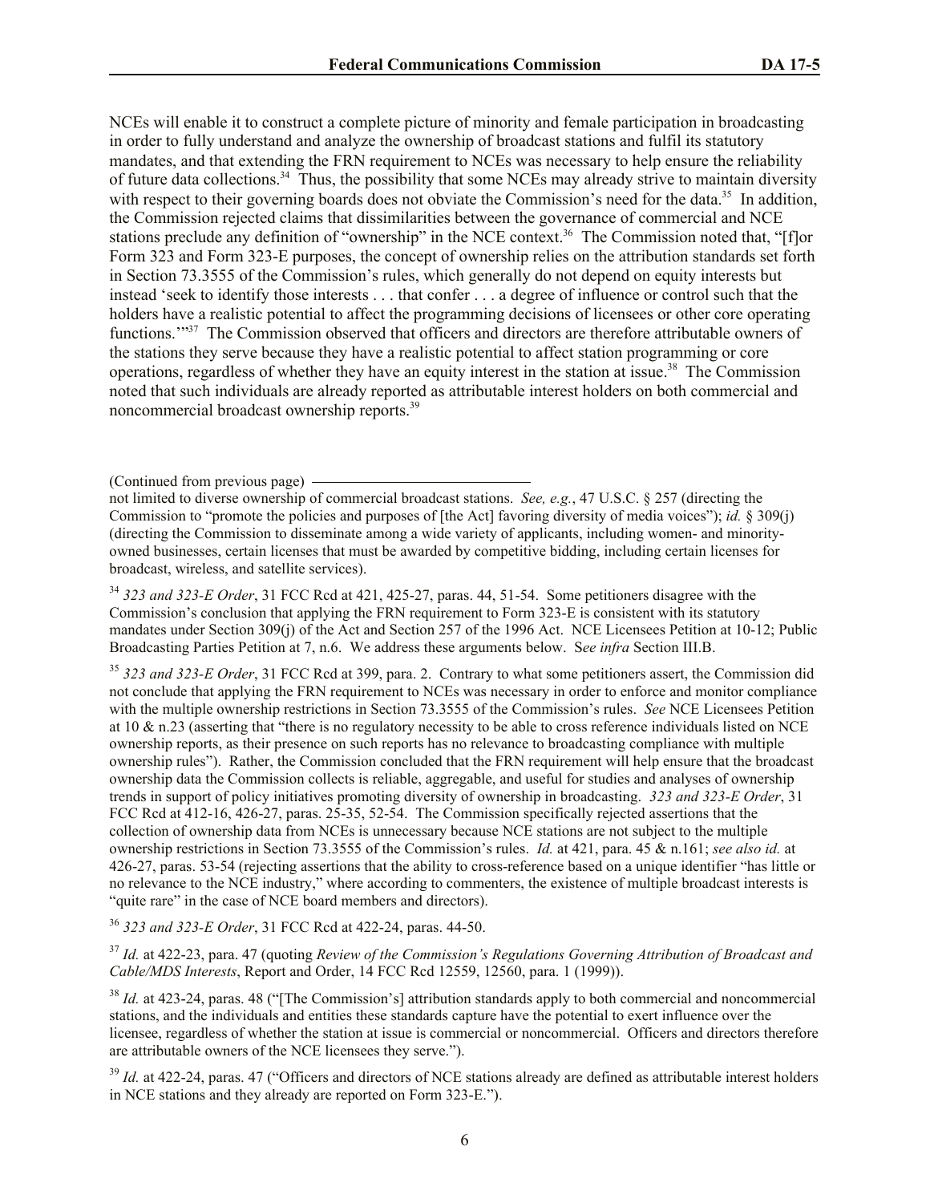NCEs will enable it to construct a complete picture of minority and female participation in broadcasting in order to fully understand and analyze the ownership of broadcast stations and fulfil its statutory mandates, and that extending the FRN requirement to NCEs was necessary to help ensure the reliability of future data collections.[34] Thus, the possibility that some NCEs may already strive to maintain diversity with respect to their governing boards does not obviate the Commission's need for the data.[35] In addition, the Commission rejected claims that dissimilarities between the governance of commercial and NCE stations preclude any definition of "ownership" in the NCE context.[36] The Commission noted that, "[f]or Form 323 and Form 323-E purposes, the concept of ownership relies on the attribution standards set forth in Section 73.3555 of the Commission's rules, which generally do not depend on equity interests but instead 'seek to identify those interests . . . that confer . . . a degree of influence or control such that the holders have a realistic potential to affect the programming decisions of licensees or other core operating functions.'"[37] The Commission observed that officers and directors are therefore attributable owners of the stations they serve because they have a realistic potential to affect station programming or core operations, regardless of whether they have an equity interest in the station at issue.[38] The Commission noted that such individuals are already reported as attributable interest holders on both commercial and noncommercial broadcast ownership reports.[39]

(Continued from previous page) not limited to diverse ownership of commercial broadcast stations. *See, e.g.*, 47 U.S.C. § 257 (directing the Commission to "promote the policies and purposes of [the Act] favoring diversity of media voices"); *id.* § 309(j) (directing the Commission to disseminate among a wide variety of applicants, including women- and minority-owned businesses, certain licenses that must be awarded by competitive bidding, including certain licenses for broadcast, wireless, and satellite services).

[34] *323 and 323-E Order*, 31 FCC Rcd at 421, 425-27, paras. 44, 51-54. Some petitioners disagree with the Commission's conclusion that applying the FRN requirement to Form 323-E is consistent with its statutory mandates under Section 309(j) of the Act and Section 257 of the 1996 Act. NCE Licensees Petition at 10-12; Public Broadcasting Parties Petition at 7, n.6. We address these arguments below. S*ee infra* Section III.B.

[35] *323 and 323-E Order*, 31 FCC Rcd at 399, para. 2. Contrary to what some petitioners assert, the Commission did not conclude that applying the FRN requirement to NCEs was necessary in order to enforce and monitor compliance with the multiple ownership restrictions in Section 73.3555 of the Commission's rules. *See* NCE Licensees Petition at 10 & n.23 (asserting that "there is no regulatory necessity to be able to cross reference individuals listed on NCE ownership reports, as their presence on such reports has no relevance to broadcasting compliance with multiple ownership rules"). Rather, the Commission concluded that the FRN requirement will help ensure that the broadcast ownership data the Commission collects is reliable, aggregable, and useful for studies and analyses of ownership trends in support of policy initiatives promoting diversity of ownership in broadcasting. *323 and 323-E Order*, 31 FCC Rcd at 412-16, 426-27, paras. 25-35, 52-54. The Commission specifically rejected assertions that the collection of ownership data from NCEs is unnecessary because NCE stations are not subject to the multiple ownership restrictions in Section 73.3555 of the Commission's rules. *Id.* at 421, para. 45 & n.161; *see also id.* at 426-27, paras. 53-54 (rejecting assertions that the ability to cross-reference based on a unique identifier "has little or no relevance to the NCE industry," where according to commenters, the existence of multiple broadcast interests is "quite rare" in the case of NCE board members and directors).

[36] *323 and 323-E Order*, 31 FCC Rcd at 422-24, paras. 44-50.

[37] *Id.* at 422-23, para. 47 (quoting *Review of the Commission's Regulations Governing Attribution of Broadcast and Cable/MDS Interests*, Report and Order, 14 FCC Rcd 12559, 12560, para. 1 (1999)).

[38] *Id.* at 423-24, paras. 48 ("[The Commission's] attribution standards apply to both commercial and noncommercial stations, and the individuals and entities these standards capture have the potential to exert influence over the licensee, regardless of whether the station at issue is commercial or noncommercial. Officers and directors therefore are attributable owners of the NCE licensees they serve.").

[39] *Id.* at 422-24, paras. 47 ("Officers and directors of NCE stations already are defined as attributable interest holders in NCE stations and they already are reported on Form 323-E.").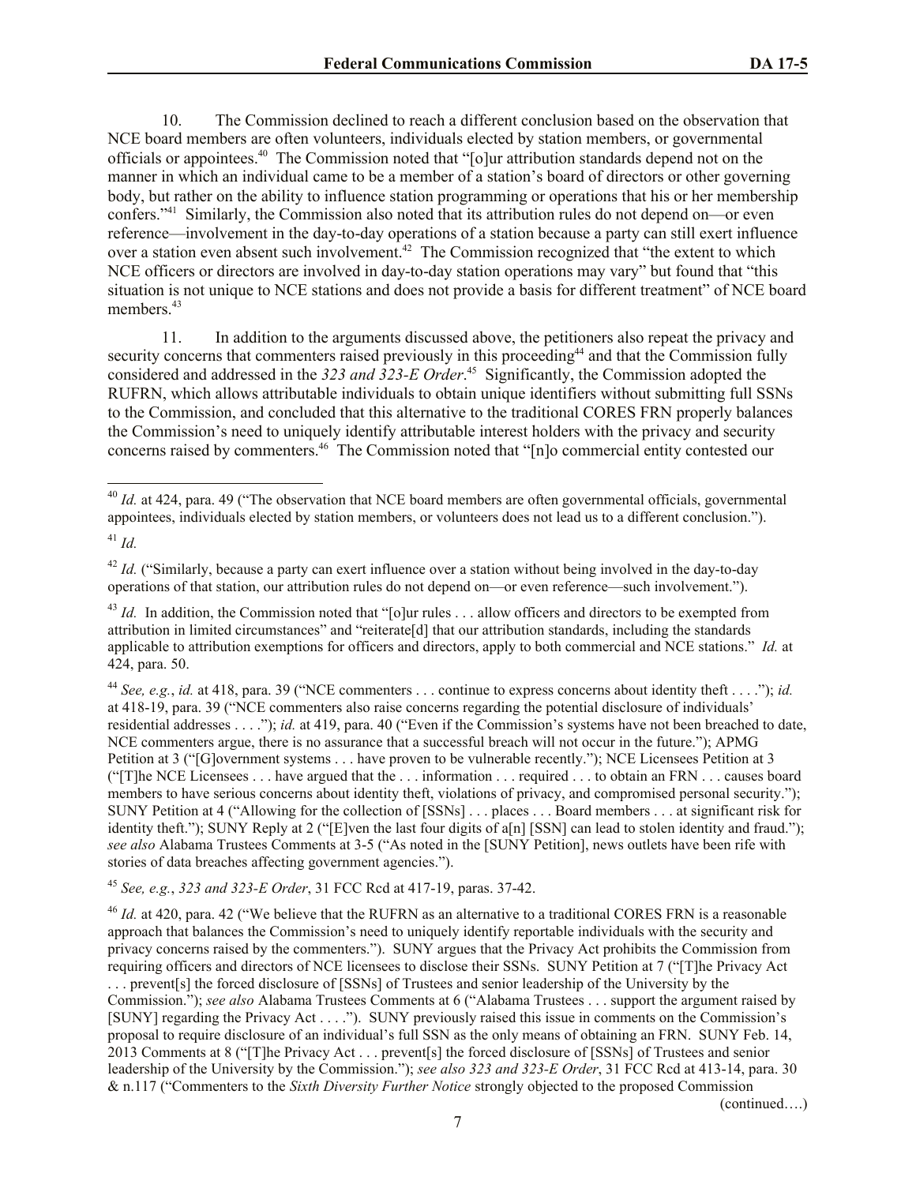10. The Commission declined to reach a different conclusion based on the observation that NCE board members are often volunteers, individuals elected by station members, or governmental officials or appointees.[40] The Commission noted that "[o]ur attribution standards depend not on the manner in which an individual came to be a member of a station's board of directors or other governing body, but rather on the ability to influence station programming or operations that his or her membership confers."[41] Similarly, the Commission also noted that its attribution rules do not depend on—or even reference—involvement in the day-to-day operations of a station because a party can still exert influence over a station even absent such involvement.[42] The Commission recognized that "the extent to which NCE officers or directors are involved in day-to-day station operations may vary" but found that "this situation is not unique to NCE stations and does not provide a basis for different treatment" of NCE board members.[43]

11. In addition to the arguments discussed above, the petitioners also repeat the privacy and security concerns that commenters raised previously in this proceeding[44] and that the Commission fully considered and addressed in the *323 and 323-E Order*.[45] Significantly, the Commission adopted the RUFRN, which allows attributable individuals to obtain unique identifiers without submitting full SSNs to the Commission, and concluded that this alternative to the traditional CORES FRN properly balances the Commission's need to uniquely identify attributable interest holders with the privacy and security concerns raised by commenters.[46] The Commission noted that "[n]o commercial entity contested our

---

[40] *Id.* at 424, para. 49 ("The observation that NCE board members are often governmental officials, governmental appointees, individuals elected by station members, or volunteers does not lead us to a different conclusion.").

[41] *Id.*

[42] *Id.* ("Similarly, because a party can exert influence over a station without being involved in the day-to-day operations of that station, our attribution rules do not depend on—or even reference—such involvement.").

[43] *Id.* In addition, the Commission noted that "[o]ur rules . . . allow officers and directors to be exempted from attribution in limited circumstances" and "reiterate[d] that our attribution standards, including the standards applicable to attribution exemptions for officers and directors, apply to both commercial and NCE stations." *Id.* at 424, para. 50.

[44] *See, e.g.*, *id.* at 418, para. 39 ("NCE commenters . . . continue to express concerns about identity theft . . . ."); *id.* at 418-19, para. 39 ("NCE commenters also raise concerns regarding the potential disclosure of individuals' residential addresses . . . ."); *id.* at 419, para. 40 ("Even if the Commission's systems have not been breached to date, NCE commenters argue, there is no assurance that a successful breach will not occur in the future."); APMG Petition at 3 ("[G]overnment systems . . . have proven to be vulnerable recently."); NCE Licensees Petition at 3 ("[T]he NCE Licensees . . . have argued that the . . . information . . . required . . . to obtain an FRN . . . causes board members to have serious concerns about identity theft, violations of privacy, and compromised personal security."); SUNY Petition at 4 ("Allowing for the collection of [SSNs] . . . places . . . Board members . . . at significant risk for identity theft."); SUNY Reply at 2 ("[E]ven the last four digits of a[n] [SSN] can lead to stolen identity and fraud."); *see also* Alabama Trustees Comments at 3-5 ("As noted in the [SUNY Petition], news outlets have been rife with stories of data breaches affecting government agencies.").

[45] *See, e.g.*, *323 and 323-E Order*, 31 FCC Rcd at 417-19, paras. 37-42.

[46] *Id.* at 420, para. 42 ("We believe that the RUFRN as an alternative to a traditional CORES FRN is a reasonable approach that balances the Commission's need to uniquely identify reportable individuals with the security and privacy concerns raised by the commenters."). SUNY argues that the Privacy Act prohibits the Commission from requiring officers and directors of NCE licensees to disclose their SSNs. SUNY Petition at 7 ("[T]he Privacy Act . . . prevent[s] the forced disclosure of [SSNs] of Trustees and senior leadership of the University by the Commission."); *see also* Alabama Trustees Comments at 6 ("Alabama Trustees . . . support the argument raised by [SUNY] regarding the Privacy Act . . . ."). SUNY previously raised this issue in comments on the Commission's proposal to require disclosure of an individual's full SSN as the only means of obtaining an FRN. SUNY Feb. 14, 2013 Comments at 8 ("[T]he Privacy Act . . . prevent[s] the forced disclosure of [SSNs] of Trustees and senior leadership of the University by the Commission."); *see also 323 and 323-E Order*, 31 FCC Rcd at 413-14, para. 30 & n.117 ("Commenters to the *Sixth Diversity Further Notice* strongly objected to the proposed Commission

(continued….)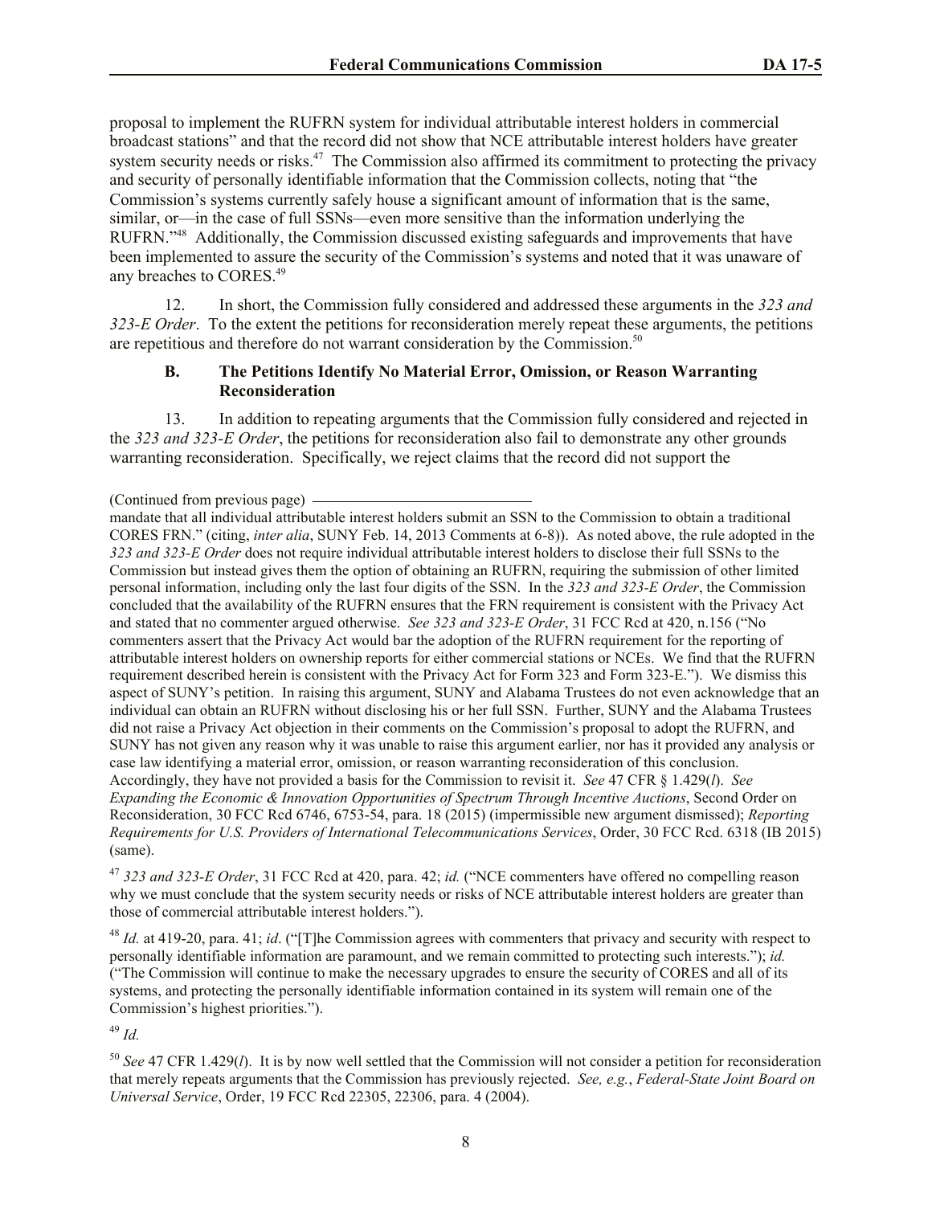proposal to implement the RUFRN system for individual attributable interest holders in commercial broadcast stations" and that the record did not show that NCE attributable interest holders have greater system security needs or risks.[47] The Commission also affirmed its commitment to protecting the privacy and security of personally identifiable information that the Commission collects, noting that "the Commission's systems currently safely house a significant amount of information that is the same, similar, or—in the case of full SSNs—even more sensitive than the information underlying the RUFRN."[48] Additionally, the Commission discussed existing safeguards and improvements that have been implemented to assure the security of the Commission's systems and noted that it was unaware of any breaches to CORES.[49]

12. In short, the Commission fully considered and addressed these arguments in the *323 and 323-E Order*. To the extent the petitions for reconsideration merely repeat these arguments, the petitions are repetitious and therefore do not warrant consideration by the Commission.[50]

### B. The Petitions Identify No Material Error, Omission, or Reason Warranting Reconsideration

13. In addition to repeating arguments that the Commission fully considered and rejected in the *323 and 323-E Order*, the petitions for reconsideration also fail to demonstrate any other grounds warranting reconsideration. Specifically, we reject claims that the record did not support the

---

(Continued from previous page)

mandate that all individual attributable interest holders submit an SSN to the Commission to obtain a traditional CORES FRN." (citing, *inter alia*, SUNY Feb. 14, 2013 Comments at 6-8)). As noted above, the rule adopted in the *323 and 323-E Order* does not require individual attributable interest holders to disclose their full SSNs to the Commission but instead gives them the option of obtaining an RUFRN, requiring the submission of other limited personal information, including only the last four digits of the SSN. In the *323 and 323-E Order*, the Commission concluded that the availability of the RUFRN ensures that the FRN requirement is consistent with the Privacy Act and stated that no commenter argued otherwise. *See 323 and 323-E Order*, 31 FCC Rcd at 420, n.156 ("No commenters assert that the Privacy Act would bar the adoption of the RUFRN requirement for the reporting of attributable interest holders on ownership reports for either commercial stations or NCEs. We find that the RUFRN requirement described herein is consistent with the Privacy Act for Form 323 and Form 323-E."). We dismiss this aspect of SUNY's petition. In raising this argument, SUNY and Alabama Trustees do not even acknowledge that an individual can obtain an RUFRN without disclosing his or her full SSN. Further, SUNY and the Alabama Trustees did not raise a Privacy Act objection in their comments on the Commission's proposal to adopt the RUFRN, and SUNY has not given any reason why it was unable to raise this argument earlier, nor has it provided any analysis or case law identifying a material error, omission, or reason warranting reconsideration of this conclusion. Accordingly, they have not provided a basis for the Commission to revisit it. *See* 47 CFR § 1.429(*l*). *See Expanding the Economic & Innovation Opportunities of Spectrum Through Incentive Auctions*, Second Order on Reconsideration, 30 FCC Rcd 6746, 6753-54, para. 18 (2015) (impermissible new argument dismissed); *Reporting Requirements for U.S. Providers of International Telecommunications Services*, Order, 30 FCC Rcd. 6318 (IB 2015) (same).

[47] *323 and 323-E Order*, 31 FCC Rcd at 420, para. 42; *id.* ("NCE commenters have offered no compelling reason why we must conclude that the system security needs or risks of NCE attributable interest holders are greater than those of commercial attributable interest holders.").

[48] *Id.* at 419-20, para. 41; *id*. ("[T]he Commission agrees with commenters that privacy and security with respect to personally identifiable information are paramount, and we remain committed to protecting such interests."); *id.* ("The Commission will continue to make the necessary upgrades to ensure the security of CORES and all of its systems, and protecting the personally identifiable information contained in its system will remain one of the Commission's highest priorities.").

[49] *Id.*

[50] *See* 47 CFR 1.429(*l*). It is by now well settled that the Commission will not consider a petition for reconsideration that merely repeats arguments that the Commission has previously rejected. *See, e.g.*, *Federal-State Joint Board on Universal Service*, Order, 19 FCC Rcd 22305, 22306, para. 4 (2004).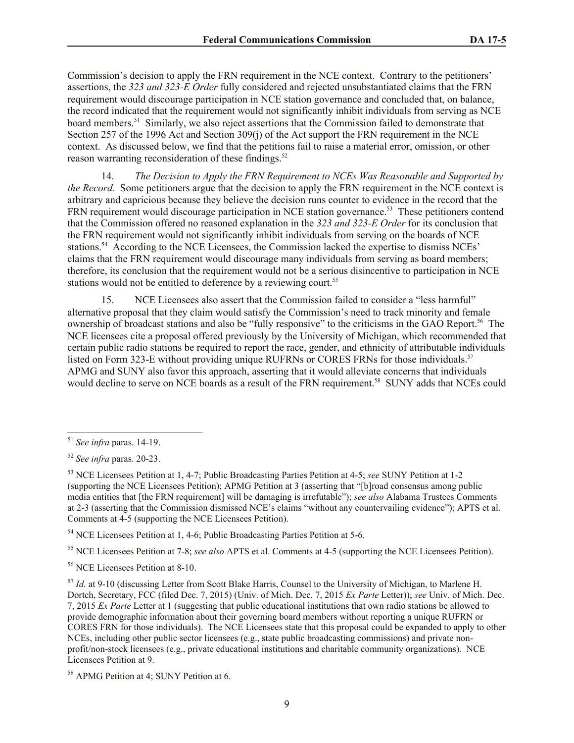Commission's decision to apply the FRN requirement in the NCE context. Contrary to the petitioners' assertions, the *323 and 323-E Order* fully considered and rejected unsubstantiated claims that the FRN requirement would discourage participation in NCE station governance and concluded that, on balance, the record indicated that the requirement would not significantly inhibit individuals from serving as NCE board members.[51] Similarly, we also reject assertions that the Commission failed to demonstrate that Section 257 of the 1996 Act and Section 309(j) of the Act support the FRN requirement in the NCE context. As discussed below, we find that the petitions fail to raise a material error, omission, or other reason warranting reconsideration of these findings.[52]

14. *The Decision to Apply the FRN Requirement to NCEs Was Reasonable and Supported by the Record*. Some petitioners argue that the decision to apply the FRN requirement in the NCE context is arbitrary and capricious because they believe the decision runs counter to evidence in the record that the FRN requirement would discourage participation in NCE station governance.[53] These petitioners contend that the Commission offered no reasoned explanation in the *323 and 323-E Order* for its conclusion that the FRN requirement would not significantly inhibit individuals from serving on the boards of NCE stations.[54] According to the NCE Licensees, the Commission lacked the expertise to dismiss NCEs' claims that the FRN requirement would discourage many individuals from serving as board members; therefore, its conclusion that the requirement would not be a serious disincentive to participation in NCE stations would not be entitled to deference by a reviewing court.[55]

15. NCE Licensees also assert that the Commission failed to consider a "less harmful" alternative proposal that they claim would satisfy the Commission's need to track minority and female ownership of broadcast stations and also be "fully responsive" to the criticisms in the GAO Report.[56] The NCE licensees cite a proposal offered previously by the University of Michigan, which recommended that certain public radio stations be required to report the race, gender, and ethnicity of attributable individuals listed on Form 323-E without providing unique RUFRNs or CORES FRNs for those individuals.[57] APMG and SUNY also favor this approach, asserting that it would alleviate concerns that individuals would decline to serve on NCE boards as a result of the FRN requirement.[58] SUNY adds that NCEs could

---

[51] *See infra* paras. 14-19.

[52] *See infra* paras. 20-23.

[53] NCE Licensees Petition at 1, 4-7; Public Broadcasting Parties Petition at 4-5; *see* SUNY Petition at 1-2 (supporting the NCE Licensees Petition); APMG Petition at 3 (asserting that "[b]road consensus among public media entities that [the FRN requirement] will be damaging is irrefutable"); *see also* Alabama Trustees Comments at 2-3 (asserting that the Commission dismissed NCE's claims "without any countervailing evidence"); APTS et al. Comments at 4-5 (supporting the NCE Licensees Petition).

[54] NCE Licensees Petition at 1, 4-6; Public Broadcasting Parties Petition at 5-6.

[55] NCE Licensees Petition at 7-8; *see also* APTS et al. Comments at 4-5 (supporting the NCE Licensees Petition).

[56] NCE Licensees Petition at 8-10.

[57] *Id.* at 9-10 (discussing Letter from Scott Blake Harris, Counsel to the University of Michigan, to Marlene H. Dortch, Secretary, FCC (filed Dec. 7, 2015) (Univ. of Mich. Dec. 7, 2015 *Ex Parte* Letter)); *see* Univ. of Mich. Dec. 7, 2015 *Ex Parte* Letter at 1 (suggesting that public educational institutions that own radio stations be allowed to provide demographic information about their governing board members without reporting a unique RUFRN or CORES FRN for those individuals). The NCE Licensees state that this proposal could be expanded to apply to other NCEs, including other public sector licensees (e.g., state public broadcasting commissions) and private non-profit/non-stock licensees (e.g., private educational institutions and charitable community organizations). NCE Licensees Petition at 9.

[58] APMG Petition at 4; SUNY Petition at 6.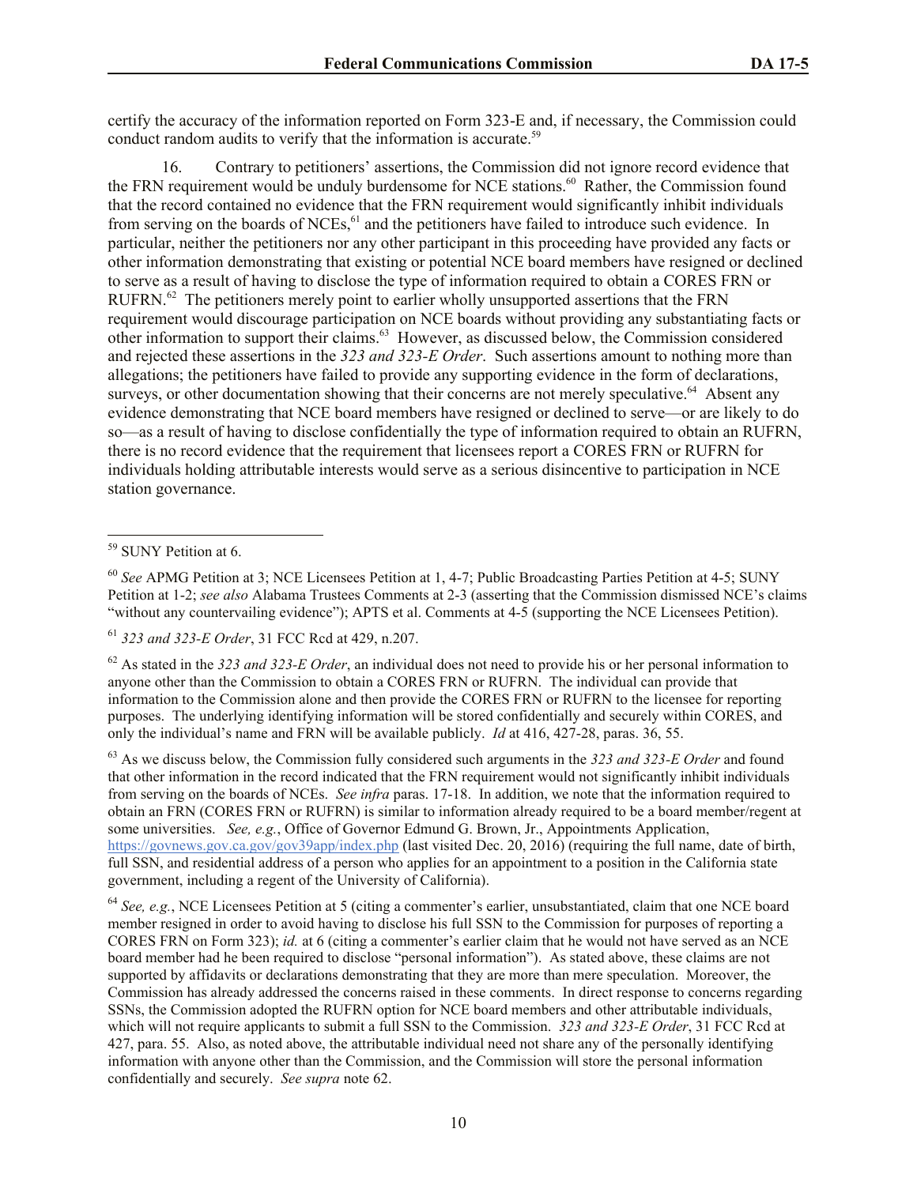certify the accuracy of the information reported on Form 323-E and, if necessary, the Commission could conduct random audits to verify that the information is accurate.[59]

16. Contrary to petitioners' assertions, the Commission did not ignore record evidence that the FRN requirement would be unduly burdensome for NCE stations.[60] Rather, the Commission found that the record contained no evidence that the FRN requirement would significantly inhibit individuals from serving on the boards of NCEs,[61] and the petitioners have failed to introduce such evidence. In particular, neither the petitioners nor any other participant in this proceeding have provided any facts or other information demonstrating that existing or potential NCE board members have resigned or declined to serve as a result of having to disclose the type of information required to obtain a CORES FRN or RUFRN.[62] The petitioners merely point to earlier wholly unsupported assertions that the FRN requirement would discourage participation on NCE boards without providing any substantiating facts or other information to support their claims.[63] However, as discussed below, the Commission considered and rejected these assertions in the *323 and 323-E Order*. Such assertions amount to nothing more than allegations; the petitioners have failed to provide any supporting evidence in the form of declarations, surveys, or other documentation showing that their concerns are not merely speculative.[64] Absent any evidence demonstrating that NCE board members have resigned or declined to serve—or are likely to do so—as a result of having to disclose confidentially the type of information required to obtain an RUFRN, there is no record evidence that the requirement that licensees report a CORES FRN or RUFRN for individuals holding attributable interests would serve as a serious disincentive to participation in NCE station governance.

---

[59] SUNY Petition at 6.

[60] *See* APMG Petition at 3; NCE Licensees Petition at 1, 4-7; Public Broadcasting Parties Petition at 4-5; SUNY Petition at 1-2; *see also* Alabama Trustees Comments at 2-3 (asserting that the Commission dismissed NCE's claims "without any countervailing evidence"); APTS et al. Comments at 4-5 (supporting the NCE Licensees Petition).

[61] *323 and 323-E Order*, 31 FCC Rcd at 429, n.207.

[62] As stated in the *323 and 323-E Order*, an individual does not need to provide his or her personal information to anyone other than the Commission to obtain a CORES FRN or RUFRN. The individual can provide that information to the Commission alone and then provide the CORES FRN or RUFRN to the licensee for reporting purposes. The underlying identifying information will be stored confidentially and securely within CORES, and only the individual's name and FRN will be available publicly. *Id* at 416, 427-28, paras. 36, 55.

[63] As we discuss below, the Commission fully considered such arguments in the *323 and 323-E Order* and found that other information in the record indicated that the FRN requirement would not significantly inhibit individuals from serving on the boards of NCEs. *See infra* paras. 17-18. In addition, we note that the information required to obtain an FRN (CORES FRN or RUFRN) is similar to information already required to be a board member/regent at some universities. *See, e.g.*, Office of Governor Edmund G. Brown, Jr., Appointments Application, https://govnews.gov.ca.gov/gov39app/index.php (last visited Dec. 20, 2016) (requiring the full name, date of birth, full SSN, and residential address of a person who applies for an appointment to a position in the California state government, including a regent of the University of California).

[64] *See, e.g.*, NCE Licensees Petition at 5 (citing a commenter's earlier, unsubstantiated, claim that one NCE board member resigned in order to avoid having to disclose his full SSN to the Commission for purposes of reporting a CORES FRN on Form 323); *id.* at 6 (citing a commenter's earlier claim that he would not have served as an NCE board member had he been required to disclose "personal information"). As stated above, these claims are not supported by affidavits or declarations demonstrating that they are more than mere speculation. Moreover, the Commission has already addressed the concerns raised in these comments. In direct response to concerns regarding SSNs, the Commission adopted the RUFRN option for NCE board members and other attributable individuals, which will not require applicants to submit a full SSN to the Commission. *323 and 323-E Order*, 31 FCC Rcd at 427, para. 55. Also, as noted above, the attributable individual need not share any of the personally identifying information with anyone other than the Commission, and the Commission will store the personal information confidentially and securely. *See supra* note 62.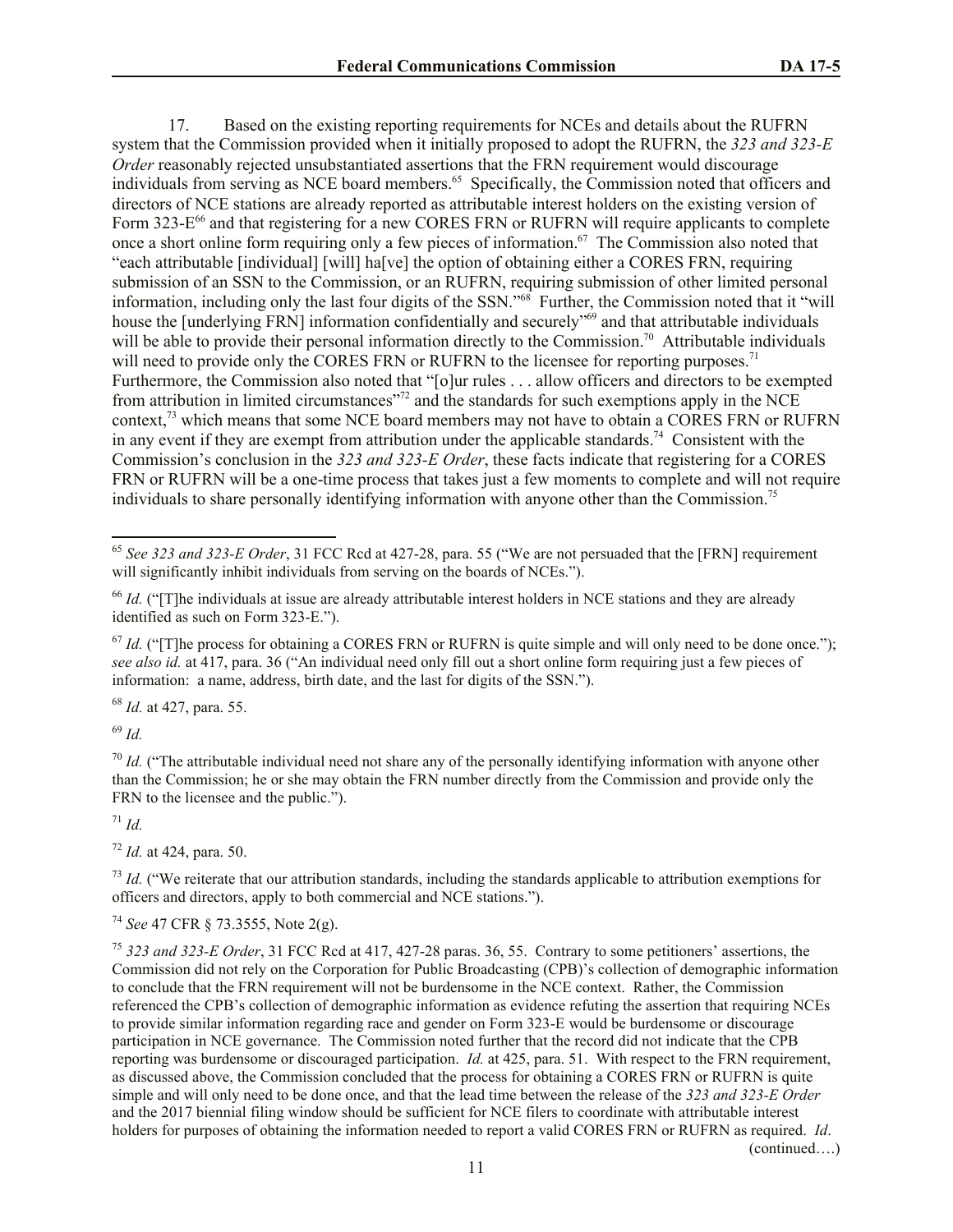17. Based on the existing reporting requirements for NCEs and details about the RUFRN system that the Commission provided when it initially proposed to adopt the RUFRN, the *323 and 323-E Order* reasonably rejected unsubstantiated assertions that the FRN requirement would discourage individuals from serving as NCE board members.[65] Specifically, the Commission noted that officers and directors of NCE stations are already reported as attributable interest holders on the existing version of Form 323-E[66] and that registering for a new CORES FRN or RUFRN will require applicants to complete once a short online form requiring only a few pieces of information.[67] The Commission also noted that "each attributable [individual] [will] ha[ve] the option of obtaining either a CORES FRN, requiring submission of an SSN to the Commission, or an RUFRN, requiring submission of other limited personal information, including only the last four digits of the SSN."[68] Further, the Commission noted that it "will house the [underlying FRN] information confidentially and securely"[69] and that attributable individuals will be able to provide their personal information directly to the Commission.[70] Attributable individuals will need to provide only the CORES FRN or RUFRN to the licensee for reporting purposes.[71] Furthermore, the Commission also noted that "[o]ur rules . . . allow officers and directors to be exempted from attribution in limited circumstances"[72] and the standards for such exemptions apply in the NCE context,[73] which means that some NCE board members may not have to obtain a CORES FRN or RUFRN in any event if they are exempt from attribution under the applicable standards.[74] Consistent with the Commission's conclusion in the *323 and 323-E Order*, these facts indicate that registering for a CORES FRN or RUFRN will be a one-time process that takes just a few moments to complete and will not require individuals to share personally identifying information with anyone other than the Commission.[75]

---

[65] *See 323 and 323-E Order*, 31 FCC Rcd at 427-28, para. 55 ("We are not persuaded that the [FRN] requirement will significantly inhibit individuals from serving on the boards of NCEs.").

[66] *Id.* ("[T]he individuals at issue are already attributable interest holders in NCE stations and they are already identified as such on Form 323-E.").

[67] *Id.* ("[T]he process for obtaining a CORES FRN or RUFRN is quite simple and will only need to be done once."); *see also id.* at 417, para. 36 ("An individual need only fill out a short online form requiring just a few pieces of information: a name, address, birth date, and the last for digits of the SSN.").

[68] *Id.* at 427, para. 55.

[69] *Id.*

[70] *Id.* ("The attributable individual need not share any of the personally identifying information with anyone other than the Commission; he or she may obtain the FRN number directly from the Commission and provide only the FRN to the licensee and the public.").

[71] *Id.*

[72] *Id.* at 424, para. 50.

[73] *Id.* ("We reiterate that our attribution standards, including the standards applicable to attribution exemptions for officers and directors, apply to both commercial and NCE stations.").

[74] *See* 47 CFR § 73.3555, Note 2(g).

[75] *323 and 323-E Order*, 31 FCC Rcd at 417, 427-28 paras. 36, 55. Contrary to some petitioners' assertions, the Commission did not rely on the Corporation for Public Broadcasting (CPB)'s collection of demographic information to conclude that the FRN requirement will not be burdensome in the NCE context. Rather, the Commission referenced the CPB's collection of demographic information as evidence refuting the assertion that requiring NCEs to provide similar information regarding race and gender on Form 323-E would be burdensome or discourage participation in NCE governance. The Commission noted further that the record did not indicate that the CPB reporting was burdensome or discouraged participation. *Id.* at 425, para. 51. With respect to the FRN requirement, as discussed above, the Commission concluded that the process for obtaining a CORES FRN or RUFRN is quite simple and will only need to be done once, and that the lead time between the release of the *323 and 323-E Order* and the 2017 biennial filing window should be sufficient for NCE filers to coordinate with attributable interest holders for purposes of obtaining the information needed to report a valid CORES FRN or RUFRN as required. *Id.*

(continued….)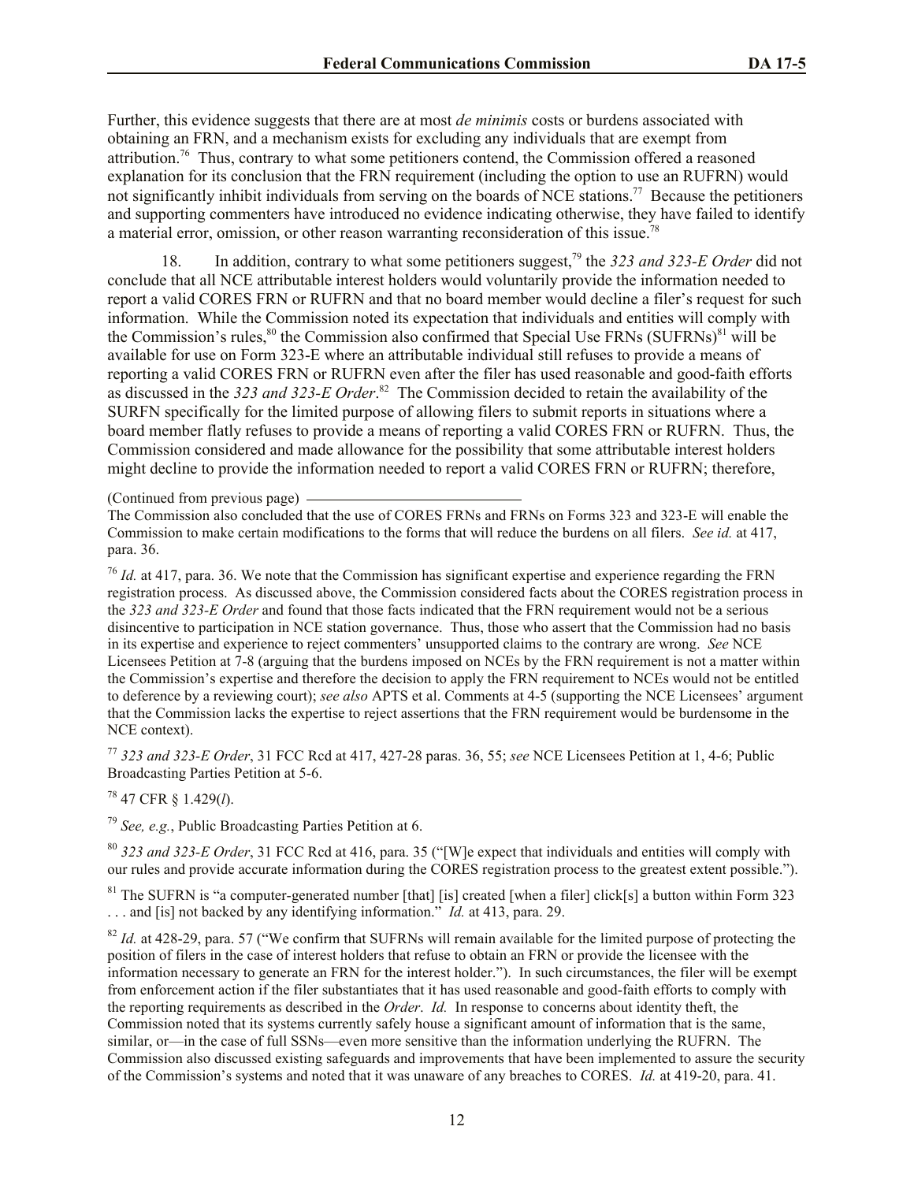Further, this evidence suggests that there are at most *de minimis* costs or burdens associated with obtaining an FRN, and a mechanism exists for excluding any individuals that are exempt from attribution.[76] Thus, contrary to what some petitioners contend, the Commission offered a reasoned explanation for its conclusion that the FRN requirement (including the option to use an RUFRN) would not significantly inhibit individuals from serving on the boards of NCE stations.[77] Because the petitioners and supporting commenters have introduced no evidence indicating otherwise, they have failed to identify a material error, omission, or other reason warranting reconsideration of this issue.[78]

18. In addition, contrary to what some petitioners suggest,[79] the *323 and 323-E Order* did not conclude that all NCE attributable interest holders would voluntarily provide the information needed to report a valid CORES FRN or RUFRN and that no board member would decline a filer's request for such information. While the Commission noted its expectation that individuals and entities will comply with the Commission's rules,[80] the Commission also confirmed that Special Use FRNs (SUFRNs)[81] will be available for use on Form 323-E where an attributable individual still refuses to provide a means of reporting a valid CORES FRN or RUFRN even after the filer has used reasonable and good-faith efforts as discussed in the *323 and 323-E Order*.[82] The Commission decided to retain the availability of the SURFN specifically for the limited purpose of allowing filers to submit reports in situations where a board member flatly refuses to provide a means of reporting a valid CORES FRN or RUFRN. Thus, the Commission considered and made allowance for the possibility that some attributable interest holders might decline to provide the information needed to report a valid CORES FRN or RUFRN; therefore,

(Continued from previous page)

The Commission also concluded that the use of CORES FRNs and FRNs on Forms 323 and 323-E will enable the Commission to make certain modifications to the forms that will reduce the burdens on all filers. *See id.* at 417, para. 36.

[76] *Id.* at 417, para. 36. We note that the Commission has significant expertise and experience regarding the FRN registration process. As discussed above, the Commission considered facts about the CORES registration process in the *323 and 323-E Order* and found that those facts indicated that the FRN requirement would not be a serious disincentive to participation in NCE station governance. Thus, those who assert that the Commission had no basis in its expertise and experience to reject commenters' unsupported claims to the contrary are wrong. *See* NCE Licensees Petition at 7-8 (arguing that the burdens imposed on NCEs by the FRN requirement is not a matter within the Commission's expertise and therefore the decision to apply the FRN requirement to NCEs would not be entitled to deference by a reviewing court); *see also* APTS et al. Comments at 4-5 (supporting the NCE Licensees' argument that the Commission lacks the expertise to reject assertions that the FRN requirement would be burdensome in the NCE context).

[77] *323 and 323-E Order*, 31 FCC Rcd at 417, 427-28 paras. 36, 55; *see* NCE Licensees Petition at 1, 4-6; Public Broadcasting Parties Petition at 5-6.

[78] 47 CFR § 1.429(*l*).

[79] *See, e.g.*, Public Broadcasting Parties Petition at 6.

[80] *323 and 323-E Order*, 31 FCC Rcd at 416, para. 35 ("[W]e expect that individuals and entities will comply with our rules and provide accurate information during the CORES registration process to the greatest extent possible.").

[81] The SUFRN is "a computer-generated number [that] [is] created [when a filer] click[s] a button within Form 323 . . . and [is] not backed by any identifying information." *Id.* at 413, para. 29.

[82] *Id.* at 428-29, para. 57 ("We confirm that SUFRNs will remain available for the limited purpose of protecting the position of filers in the case of interest holders that refuse to obtain an FRN or provide the licensee with the information necessary to generate an FRN for the interest holder."). In such circumstances, the filer will be exempt from enforcement action if the filer substantiates that it has used reasonable and good-faith efforts to comply with the reporting requirements as described in the *Order*. *Id.* In response to concerns about identity theft, the Commission noted that its systems currently safely house a significant amount of information that is the same, similar, or—in the case of full SSNs—even more sensitive than the information underlying the RUFRN. The Commission also discussed existing safeguards and improvements that have been implemented to assure the security of the Commission's systems and noted that it was unaware of any breaches to CORES. *Id.* at 419-20, para. 41.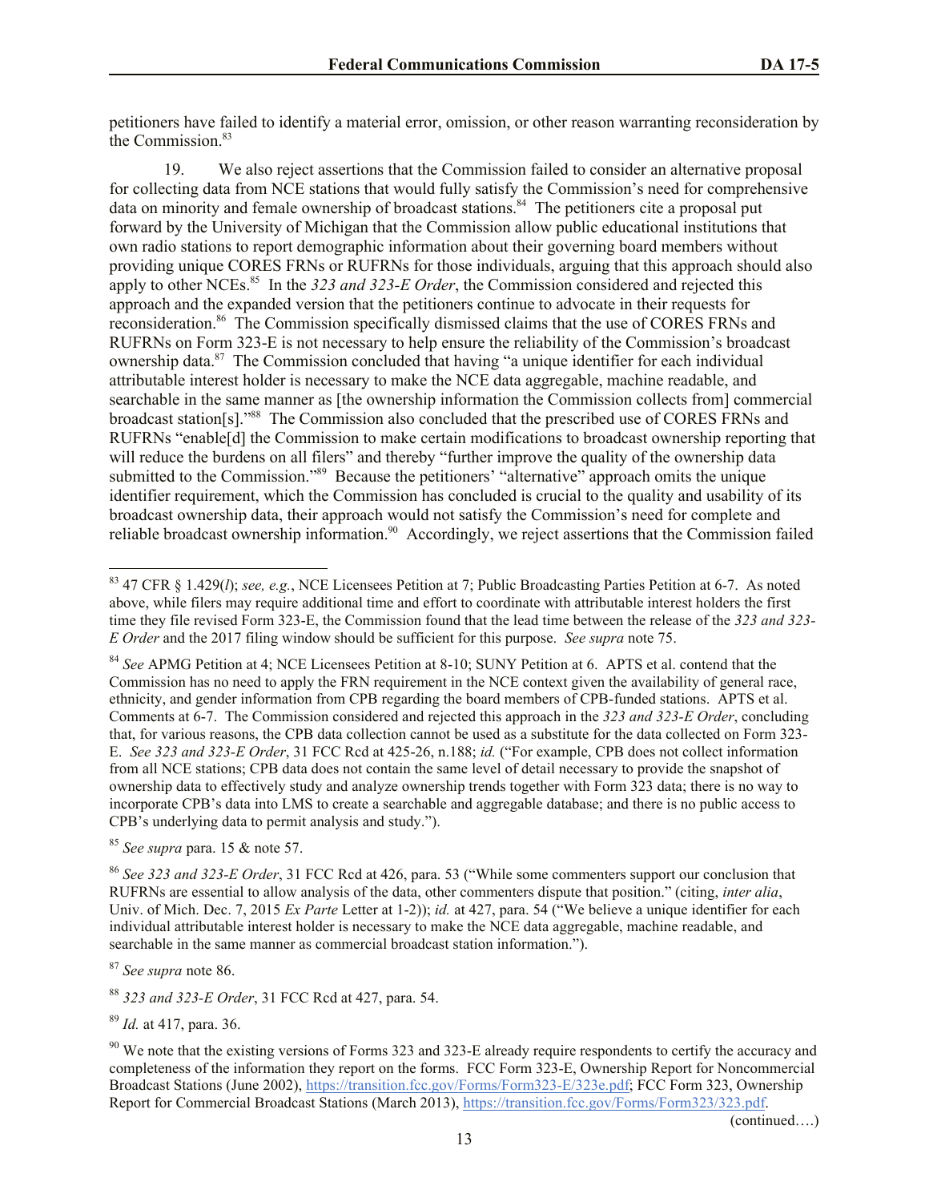petitioners have failed to identify a material error, omission, or other reason warranting reconsideration by the Commission.[83]

19. We also reject assertions that the Commission failed to consider an alternative proposal for collecting data from NCE stations that would fully satisfy the Commission's need for comprehensive data on minority and female ownership of broadcast stations.[84] The petitioners cite a proposal put forward by the University of Michigan that the Commission allow public educational institutions that own radio stations to report demographic information about their governing board members without providing unique CORES FRNs or RUFRNs for those individuals, arguing that this approach should also apply to other NCEs.[85] In the *323 and 323-E Order*, the Commission considered and rejected this approach and the expanded version that the petitioners continue to advocate in their requests for reconsideration.[86] The Commission specifically dismissed claims that the use of CORES FRNs and RUFRNs on Form 323-E is not necessary to help ensure the reliability of the Commission's broadcast ownership data.[87] The Commission concluded that having "a unique identifier for each individual attributable interest holder is necessary to make the NCE data aggregable, machine readable, and searchable in the same manner as [the ownership information the Commission collects from] commercial broadcast station[s]."[88] The Commission also concluded that the prescribed use of CORES FRNs and RUFRNs "enable[d] the Commission to make certain modifications to broadcast ownership reporting that will reduce the burdens on all filers" and thereby "further improve the quality of the ownership data submitted to the Commission."[89] Because the petitioners' "alternative" approach omits the unique identifier requirement, which the Commission has concluded is crucial to the quality and usability of its broadcast ownership data, their approach would not satisfy the Commission's need for complete and reliable broadcast ownership information.[90] Accordingly, we reject assertions that the Commission failed

---

[83] 47 CFR § 1.429(*l*); *see, e.g.*, NCE Licensees Petition at 7; Public Broadcasting Parties Petition at 6-7. As noted above, while filers may require additional time and effort to coordinate with attributable interest holders the first time they file revised Form 323-E, the Commission found that the lead time between the release of the *323 and 323-E Order* and the 2017 filing window should be sufficient for this purpose. *See supra* note 75.

[84] *See* APMG Petition at 4; NCE Licensees Petition at 8-10; SUNY Petition at 6. APTS et al. contend that the Commission has no need to apply the FRN requirement in the NCE context given the availability of general race, ethnicity, and gender information from CPB regarding the board members of CPB-funded stations. APTS et al. Comments at 6-7. The Commission considered and rejected this approach in the *323 and 323-E Order*, concluding that, for various reasons, the CPB data collection cannot be used as a substitute for the data collected on Form 323-E. *See 323 and 323-E Order*, 31 FCC Rcd at 425-26, n.188; *id.* ("For example, CPB does not collect information from all NCE stations; CPB data does not contain the same level of detail necessary to provide the snapshot of ownership data to effectively study and analyze ownership trends together with Form 323 data; there is no way to incorporate CPB's data into LMS to create a searchable and aggregable database; and there is no public access to CPB's underlying data to permit analysis and study.").

[85] *See supra* para. 15 & note 57.

[86] *See 323 and 323-E Order*, 31 FCC Rcd at 426, para. 53 ("While some commenters support our conclusion that RUFRNs are essential to allow analysis of the data, other commenters dispute that position." (citing, *inter alia*, Univ. of Mich. Dec. 7, 2015 *Ex Parte* Letter at 1-2)); *id.* at 427, para. 54 ("We believe a unique identifier for each individual attributable interest holder is necessary to make the NCE data aggregable, machine readable, and searchable in the same manner as commercial broadcast station information.").

[87] *See supra* note 86.

[88] *323 and 323-E Order*, 31 FCC Rcd at 427, para. 54.

[89] *Id.* at 417, para. 36.

[90] We note that the existing versions of Forms 323 and 323-E already require respondents to certify the accuracy and completeness of the information they report on the forms. FCC Form 323-E, Ownership Report for Noncommercial Broadcast Stations (June 2002), https://transition.fcc.gov/Forms/Form323-E/323e.pdf; FCC Form 323, Ownership Report for Commercial Broadcast Stations (March 2013), https://transition.fcc.gov/Forms/Form323/323.pdf.

(continued….)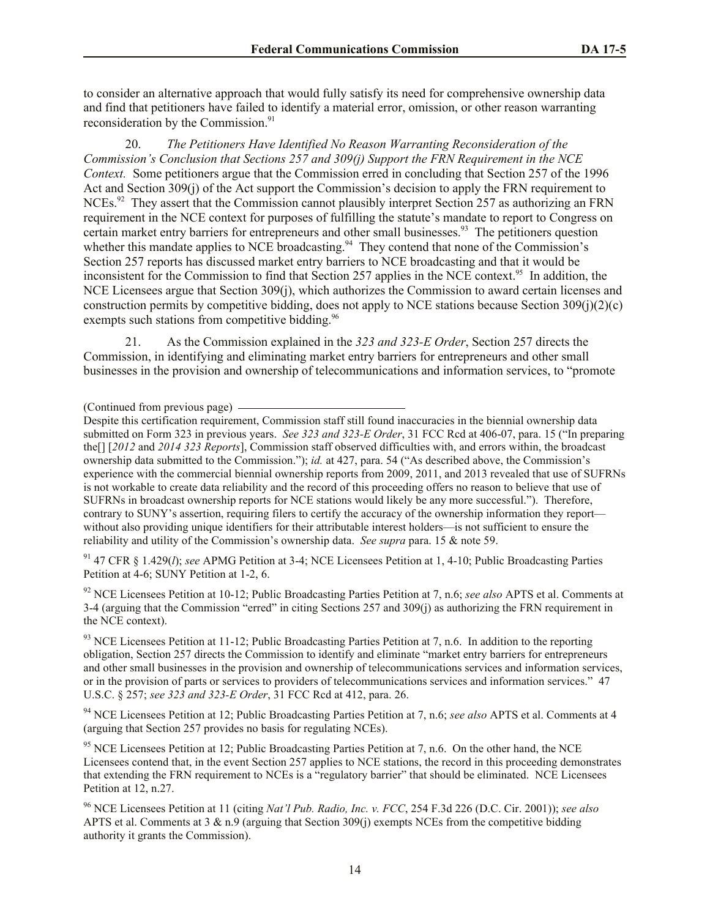to consider an alternative approach that would fully satisfy its need for comprehensive ownership data and find that petitioners have failed to identify a material error, omission, or other reason warranting reconsideration by the Commission.[91]

20. *The Petitioners Have Identified No Reason Warranting Reconsideration of the Commission's Conclusion that Sections 257 and 309(j) Support the FRN Requirement in the NCE Context.* Some petitioners argue that the Commission erred in concluding that Section 257 of the 1996 Act and Section 309(j) of the Act support the Commission's decision to apply the FRN requirement to NCEs.[92] They assert that the Commission cannot plausibly interpret Section 257 as authorizing an FRN requirement in the NCE context for purposes of fulfilling the statute's mandate to report to Congress on certain market entry barriers for entrepreneurs and other small businesses.[93] The petitioners question whether this mandate applies to NCE broadcasting.[94] They contend that none of the Commission's Section 257 reports has discussed market entry barriers to NCE broadcasting and that it would be inconsistent for the Commission to find that Section 257 applies in the NCE context.[95] In addition, the NCE Licensees argue that Section 309(j), which authorizes the Commission to award certain licenses and construction permits by competitive bidding, does not apply to NCE stations because Section 309(j)(2)(c) exempts such stations from competitive bidding.[96]

21. As the Commission explained in the *323 and 323-E Order*, Section 257 directs the Commission, in identifying and eliminating market entry barriers for entrepreneurs and other small businesses in the provision and ownership of telecommunications and information services, to "promote

(Continued from previous page)

Despite this certification requirement, Commission staff still found inaccuracies in the biennial ownership data submitted on Form 323 in previous years. *See 323 and 323-E Order*, 31 FCC Rcd at 406-07, para. 15 ("In preparing the[] [*2012* and *2014 323 Reports*], Commission staff observed difficulties with, and errors within, the broadcast ownership data submitted to the Commission."); *id.* at 427, para. 54 ("As described above, the Commission's experience with the commercial biennial ownership reports from 2009, 2011, and 2013 revealed that use of SUFRNs is not workable to create data reliability and the record of this proceeding offers no reason to believe that use of SUFRNs in broadcast ownership reports for NCE stations would likely be any more successful."). Therefore, contrary to SUNY's assertion, requiring filers to certify the accuracy of the ownership information they report—without also providing unique identifiers for their attributable interest holders—is not sufficient to ensure the reliability and utility of the Commission's ownership data. *See supra* para. 15 & note 59.

[91] 47 CFR § 1.429(*l*); *see* APMG Petition at 3-4; NCE Licensees Petition at 1, 4-10; Public Broadcasting Parties Petition at 4-6; SUNY Petition at 1-2, 6.

[92] NCE Licensees Petition at 10-12; Public Broadcasting Parties Petition at 7, n.6; *see also* APTS et al. Comments at 3-4 (arguing that the Commission "erred" in citing Sections 257 and 309(j) as authorizing the FRN requirement in the NCE context).

[93] NCE Licensees Petition at 11-12; Public Broadcasting Parties Petition at 7, n.6. In addition to the reporting obligation, Section 257 directs the Commission to identify and eliminate "market entry barriers for entrepreneurs and other small businesses in the provision and ownership of telecommunications services and information services, or in the provision of parts or services to providers of telecommunications services and information services." 47 U.S.C. § 257; *see 323 and 323-E Order*, 31 FCC Rcd at 412, para. 26.

[94] NCE Licensees Petition at 12; Public Broadcasting Parties Petition at 7, n.6; *see also* APTS et al. Comments at 4 (arguing that Section 257 provides no basis for regulating NCEs).

[95] NCE Licensees Petition at 12; Public Broadcasting Parties Petition at 7, n.6. On the other hand, the NCE Licensees contend that, in the event Section 257 applies to NCE stations, the record in this proceeding demonstrates that extending the FRN requirement to NCEs is a "regulatory barrier" that should be eliminated. NCE Licensees Petition at 12, n.27.

[96] NCE Licensees Petition at 11 (citing *Nat'l Pub. Radio, Inc. v. FCC*, 254 F.3d 226 (D.C. Cir. 2001)); *see also* APTS et al. Comments at 3 & n.9 (arguing that Section 309(j) exempts NCEs from the competitive bidding authority it grants the Commission).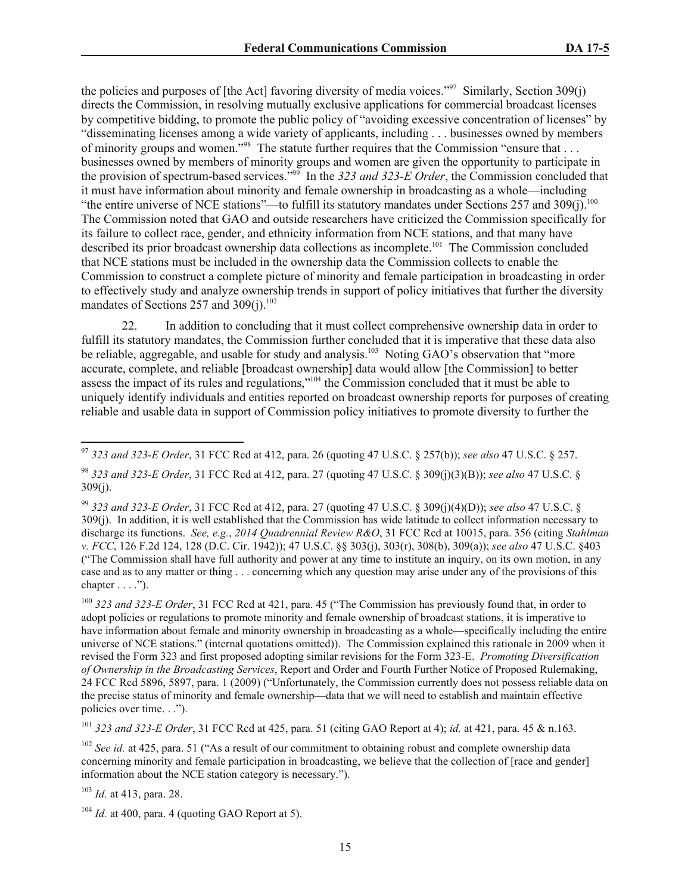the policies and purposes of [the Act] favoring diversity of media voices."[97] Similarly, Section 309(j) directs the Commission, in resolving mutually exclusive applications for commercial broadcast licenses by competitive bidding, to promote the public policy of "avoiding excessive concentration of licenses" by "disseminating licenses among a wide variety of applicants, including . . . businesses owned by members of minority groups and women."[98] The statute further requires that the Commission "ensure that . . . businesses owned by members of minority groups and women are given the opportunity to participate in the provision of spectrum-based services."[99] In the *323 and 323-E Order*, the Commission concluded that it must have information about minority and female ownership in broadcasting as a whole—including "the entire universe of NCE stations"—to fulfill its statutory mandates under Sections 257 and 309(j).[100] The Commission noted that GAO and outside researchers have criticized the Commission specifically for its failure to collect race, gender, and ethnicity information from NCE stations, and that many have described its prior broadcast ownership data collections as incomplete.[101] The Commission concluded that NCE stations must be included in the ownership data the Commission collects to enable the Commission to construct a complete picture of minority and female participation in broadcasting in order to effectively study and analyze ownership trends in support of policy initiatives that further the diversity mandates of Sections 257 and 309(j).[102]

22. In addition to concluding that it must collect comprehensive ownership data in order to fulfill its statutory mandates, the Commission further concluded that it is imperative that these data also be reliable, aggregable, and usable for study and analysis.[103] Noting GAO's observation that "more accurate, complete, and reliable [broadcast ownership] data would allow [the Commission] to better assess the impact of its rules and regulations,"[104] the Commission concluded that it must be able to uniquely identify individuals and entities reported on broadcast ownership reports for purposes of creating reliable and usable data in support of Commission policy initiatives to promote diversity to further the

---

[97] *323 and 323-E Order*, 31 FCC Rcd at 412, para. 26 (quoting 47 U.S.C. § 257(b)); *see also* 47 U.S.C. § 257.

[98] *323 and 323-E Order*, 31 FCC Rcd at 412, para. 27 (quoting 47 U.S.C. § 309(j)(3)(B)); *see also* 47 U.S.C. § 309(j).

[99] *323 and 323-E Order*, 31 FCC Rcd at 412, para. 27 (quoting 47 U.S.C. § 309(j)(4)(D)); *see also* 47 U.S.C. § 309(j). In addition, it is well established that the Commission has wide latitude to collect information necessary to discharge its functions. *See, e.g.*, *2014 Quadrennial Review R&O*, 31 FCC Rcd at 10015, para. 356 (citing *Stahlman v. FCC*, 126 F.2d 124, 128 (D.C. Cir. 1942)); 47 U.S.C. §§ 303(j), 303(r), 308(b), 309(a)); *see also* 47 U.S.C. §403 ("The Commission shall have full authority and power at any time to institute an inquiry, on its own motion, in any case and as to any matter or thing . . . concerning which any question may arise under any of the provisions of this chapter . . . .").

[100] *323 and 323-E Order*, 31 FCC Rcd at 421, para. 45 ("The Commission has previously found that, in order to adopt policies or regulations to promote minority and female ownership of broadcast stations, it is imperative to have information about female and minority ownership in broadcasting as a whole—specifically including the entire universe of NCE stations." (internal quotations omitted)). The Commission explained this rationale in 2009 when it revised the Form 323 and first proposed adopting similar revisions for the Form 323-E. *Promoting Diversification of Ownership in the Broadcasting Services*, Report and Order and Fourth Further Notice of Proposed Rulemaking, 24 FCC Rcd 5896, 5897, para. 1 (2009) ("Unfortunately, the Commission currently does not possess reliable data on the precise status of minority and female ownership—data that we will need to establish and maintain effective policies over time. . .").

[101] *323 and 323-E Order*, 31 FCC Rcd at 425, para. 51 (citing GAO Report at 4); *id.* at 421, para. 45 & n.163.

[102] *See id.* at 425, para. 51 ("As a result of our commitment to obtaining robust and complete ownership data concerning minority and female participation in broadcasting, we believe that the collection of [race and gender] information about the NCE station category is necessary.").

[103] *Id.* at 413, para. 28.

[104] *Id.* at 400, para. 4 (quoting GAO Report at 5).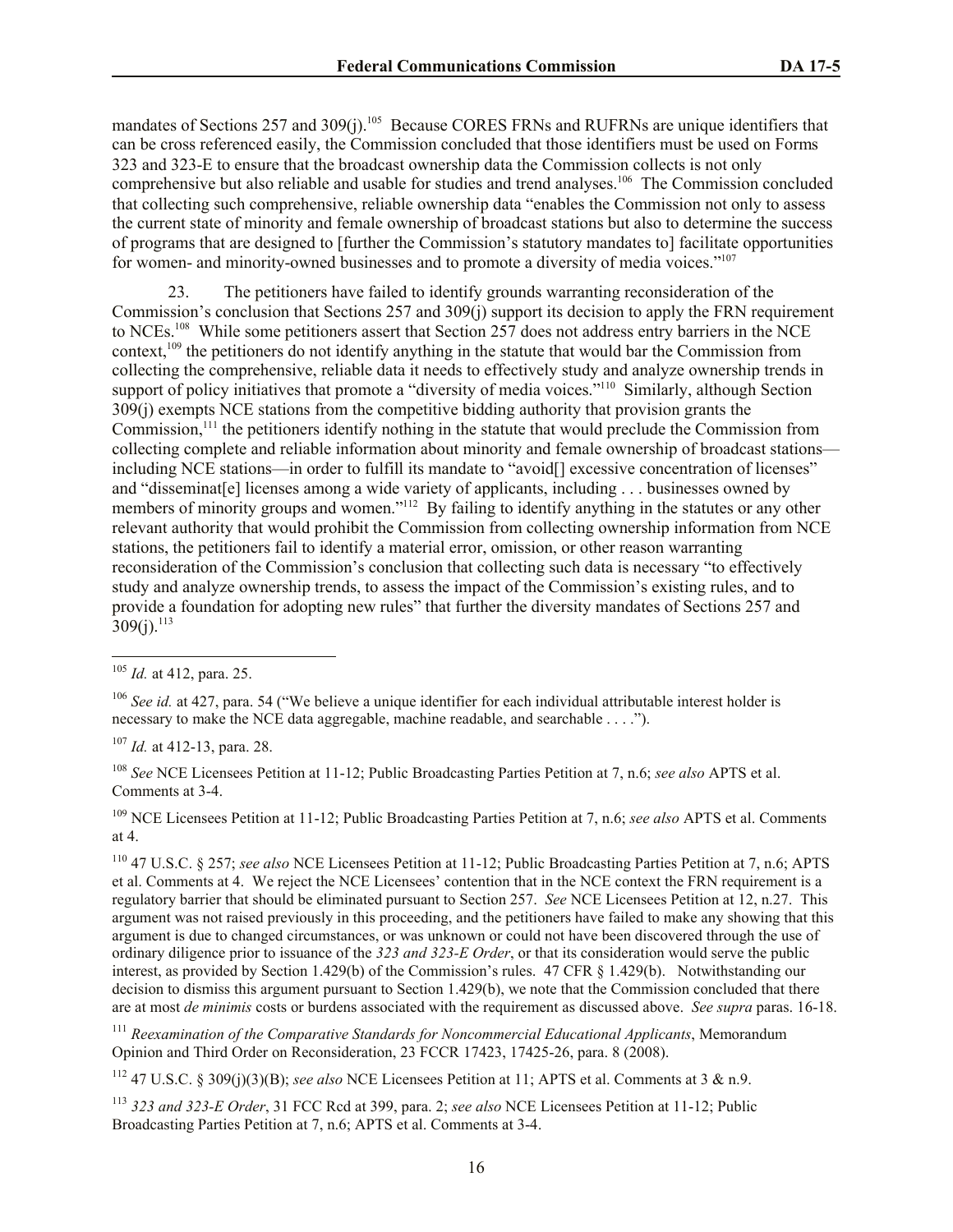mandates of Sections 257 and 309(j).[105] Because CORES FRNs and RUFRNs are unique identifiers that can be cross referenced easily, the Commission concluded that those identifiers must be used on Forms 323 and 323-E to ensure that the broadcast ownership data the Commission collects is not only comprehensive but also reliable and usable for studies and trend analyses.[106] The Commission concluded that collecting such comprehensive, reliable ownership data "enables the Commission not only to assess the current state of minority and female ownership of broadcast stations but also to determine the success of programs that are designed to [further the Commission's statutory mandates to] facilitate opportunities for women- and minority-owned businesses and to promote a diversity of media voices."[107]

23. The petitioners have failed to identify grounds warranting reconsideration of the Commission's conclusion that Sections 257 and 309(j) support its decision to apply the FRN requirement to NCEs.[108] While some petitioners assert that Section 257 does not address entry barriers in the NCE context,[109] the petitioners do not identify anything in the statute that would bar the Commission from collecting the comprehensive, reliable data it needs to effectively study and analyze ownership trends in support of policy initiatives that promote a "diversity of media voices."[110] Similarly, although Section 309(j) exempts NCE stations from the competitive bidding authority that provision grants the Commission,[111] the petitioners identify nothing in the statute that would preclude the Commission from collecting complete and reliable information about minority and female ownership of broadcast stations—including NCE stations—in order to fulfill its mandate to "avoid[] excessive concentration of licenses" and "disseminat[e] licenses among a wide variety of applicants, including . . . businesses owned by members of minority groups and women."[112] By failing to identify anything in the statutes or any other relevant authority that would prohibit the Commission from collecting ownership information from NCE stations, the petitioners fail to identify a material error, omission, or other reason warranting reconsideration of the Commission's conclusion that collecting such data is necessary "to effectively study and analyze ownership trends, to assess the impact of the Commission's existing rules, and to provide a foundation for adopting new rules" that further the diversity mandates of Sections 257 and 309(j).[113]

---

[105] *Id.* at 412, para. 25.

[106] *See id.* at 427, para. 54 ("We believe a unique identifier for each individual attributable interest holder is necessary to make the NCE data aggregable, machine readable, and searchable . . . .").

[107] *Id.* at 412-13, para. 28.

[108] *See* NCE Licensees Petition at 11-12; Public Broadcasting Parties Petition at 7, n.6; *see also* APTS et al. Comments at 3-4.

[109] NCE Licensees Petition at 11-12; Public Broadcasting Parties Petition at 7, n.6; *see also* APTS et al. Comments at 4.

[110] 47 U.S.C. § 257; *see also* NCE Licensees Petition at 11-12; Public Broadcasting Parties Petition at 7, n.6; APTS et al. Comments at 4. We reject the NCE Licensees' contention that in the NCE context the FRN requirement is a regulatory barrier that should be eliminated pursuant to Section 257. *See* NCE Licensees Petition at 12, n.27. This argument was not raised previously in this proceeding, and the petitioners have failed to make any showing that this argument is due to changed circumstances, or was unknown or could not have been discovered through the use of ordinary diligence prior to issuance of the *323 and 323-E Order*, or that its consideration would serve the public interest, as provided by Section 1.429(b) of the Commission's rules. 47 CFR § 1.429(b). Notwithstanding our decision to dismiss this argument pursuant to Section 1.429(b), we note that the Commission concluded that there are at most *de minimis* costs or burdens associated with the requirement as discussed above. *See supra* paras. 16-18.

[111] *Reexamination of the Comparative Standards for Noncommercial Educational Applicants*, Memorandum Opinion and Third Order on Reconsideration, 23 FCCR 17423, 17425-26, para. 8 (2008).

[112] 47 U.S.C. § 309(j)(3)(B); *see also* NCE Licensees Petition at 11; APTS et al. Comments at 3 & n.9.

[113] *323 and 323-E Order*, 31 FCC Rcd at 399, para. 2; *see also* NCE Licensees Petition at 11-12; Public Broadcasting Parties Petition at 7, n.6; APTS et al. Comments at 3-4.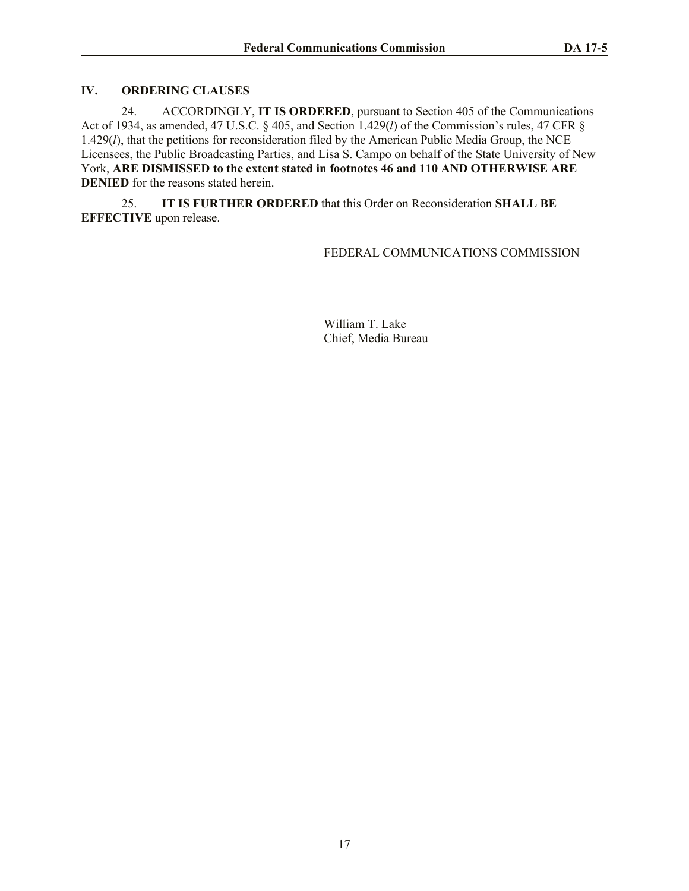## IV. ORDERING CLAUSES

24. ACCORDINGLY, **IT IS ORDERED**, pursuant to Section 405 of the Communications Act of 1934, as amended, 47 U.S.C. § 405, and Section 1.429(*l*) of the Commission's rules, 47 CFR § 1.429(*l*), that the petitions for reconsideration filed by the American Public Media Group, the NCE Licensees, the Public Broadcasting Parties, and Lisa S. Campo on behalf of the State University of New York, **ARE DISMISSED to the extent stated in footnotes 46 and 110 AND OTHERWISE ARE DENIED** for the reasons stated herein.

25. **IT IS FURTHER ORDERED** that this Order on Reconsideration **SHALL BE EFFECTIVE** upon release.

FEDERAL COMMUNICATIONS COMMISSION

William T. Lake
Chief, Media Bureau